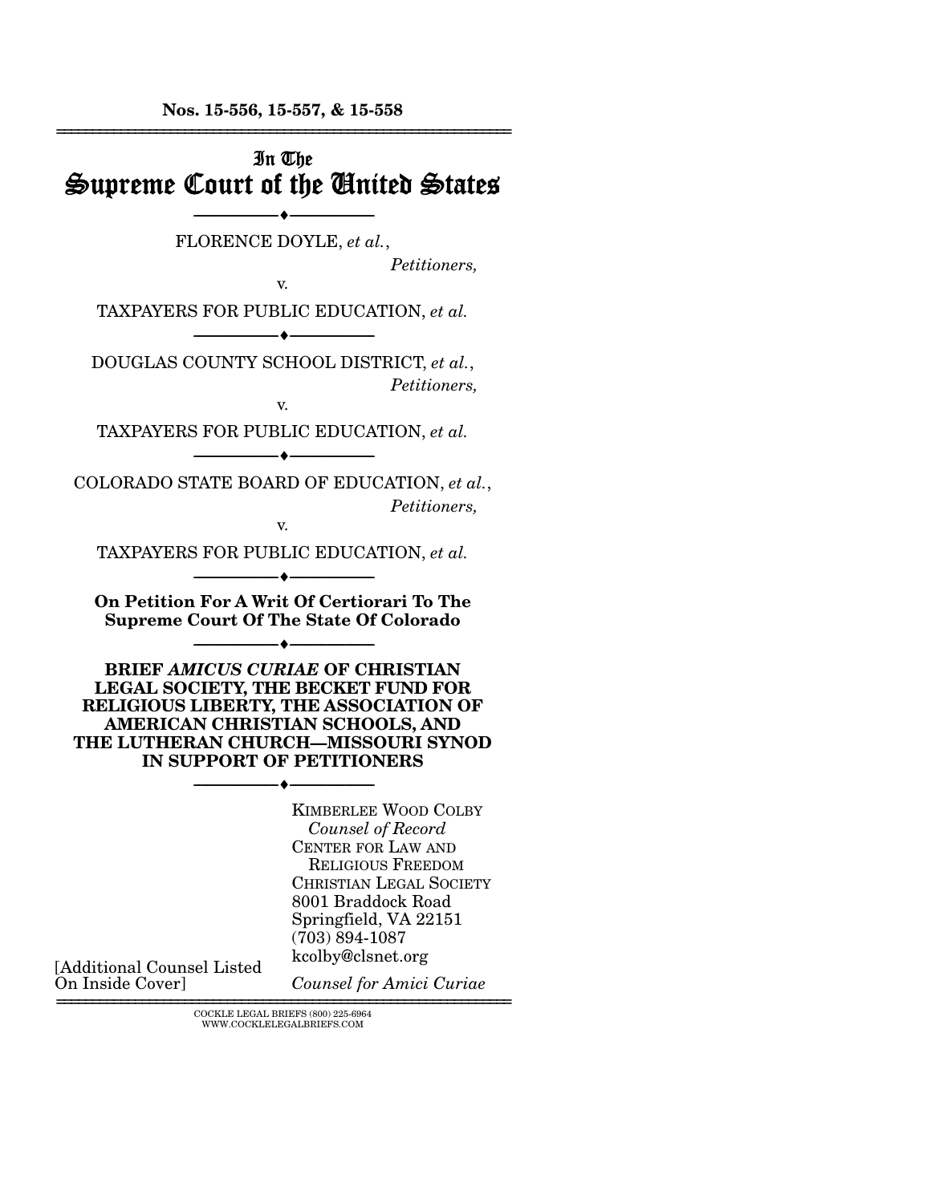**Nos. 15-556, 15-557, & 15-558**

---

# In The Supreme Court of the United States

---

FLORENCE DOYLE, *et al.*,

*Petitioners,*

v.

TAXPAYERS FOR PUBLIC EDUCATION, *et al.*

---

DOUGLAS COUNTY SCHOOL DISTRICT, *et al.*,

*Petitioners,*

v.

TAXPAYERS FOR PUBLIC EDUCATION, *et al.*

---

COLORADO STATE BOARD OF EDUCATION, *et al.*,

*Petitioners,*

v.

TAXPAYERS FOR PUBLIC EDUCATION, *et al.*

---

**On Petition For A Writ Of Certiorari To The Supreme Court Of The State Of Colorado**

---

**BRIEF *AMICUS CURIAE* OF CHRISTIAN LEGAL SOCIETY, THE BECKET FUND FOR RELIGIOUS LIBERTY, THE ASSOCIATION OF AMERICAN CHRISTIAN SCHOOLS, AND THE LUTHERAN CHURCH—MISSOURI SYNOD IN SUPPORT OF PETITIONERS**

---

KIMBERLEE WOOD COLBY
*Counsel of Record*
CENTER FOR LAW AND RELIGIOUS FREEDOM
CHRISTIAN LEGAL SOCIETY
8001 Braddock Road
Springfield, VA 22151
(703) 894-1087
kcolby@clsnet.org

*Counsel for Amici Curiae*

[Additional Counsel Listed On Inside Cover]

---

COCKLE LEGAL BRIEFS (800) 225-6964
WWW.COCKLELEGALBRIEFS.COM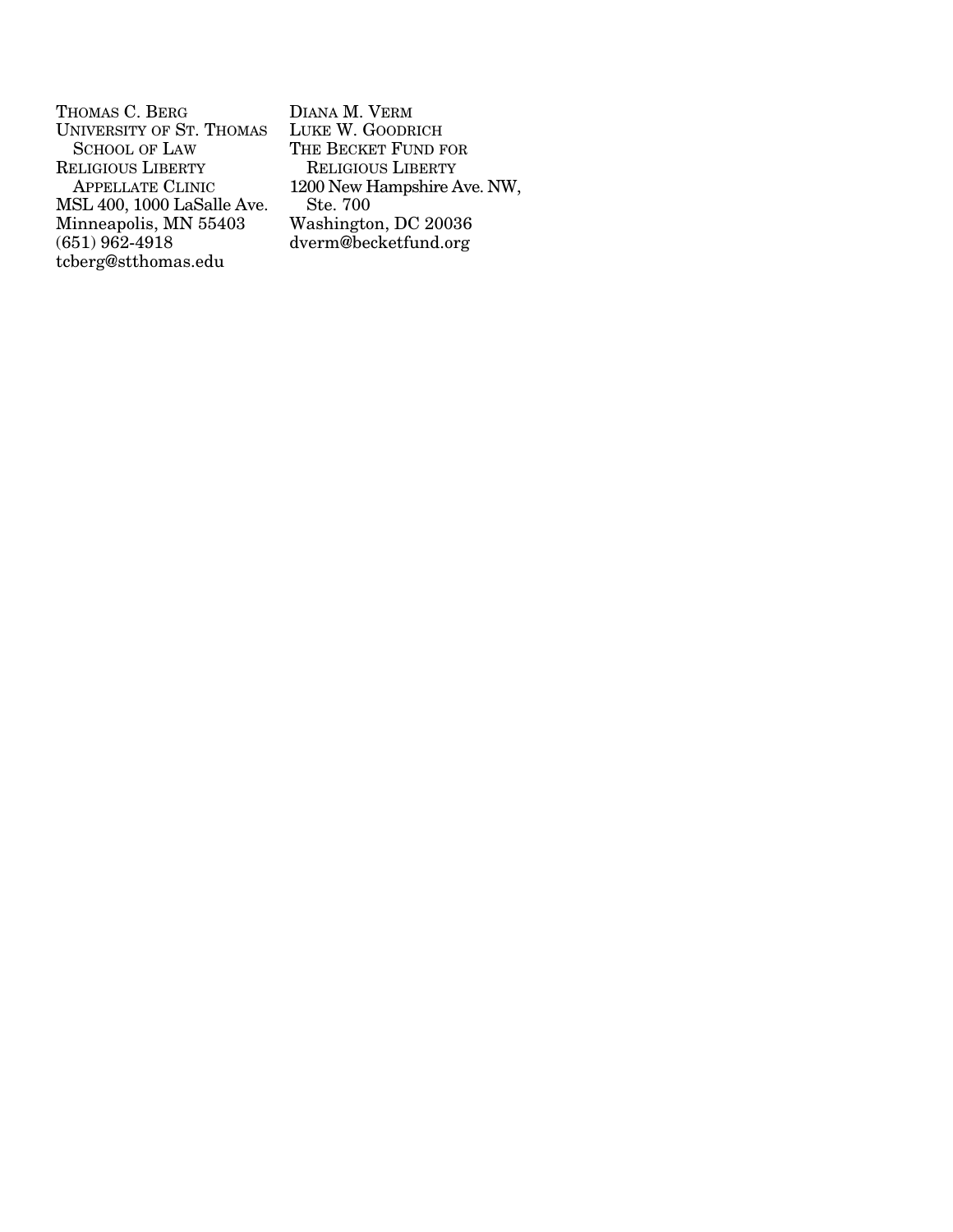THOMAS C. BERG
UNIVERSITY OF ST. THOMAS SCHOOL OF LAW
RELIGIOUS LIBERTY APPELLATE CLINIC
MSL 400, 1000 LaSalle Ave.
Minneapolis, MN 55403
(651) 962-4918
tcberg@stthomas.edu

DIANA M. VERM
LUKE W. GOODRICH
THE BECKET FUND FOR RELIGIOUS LIBERTY
1200 New Hampshire Ave. NW, Ste. 700
Washington, DC 20036
dverm@becketfund.org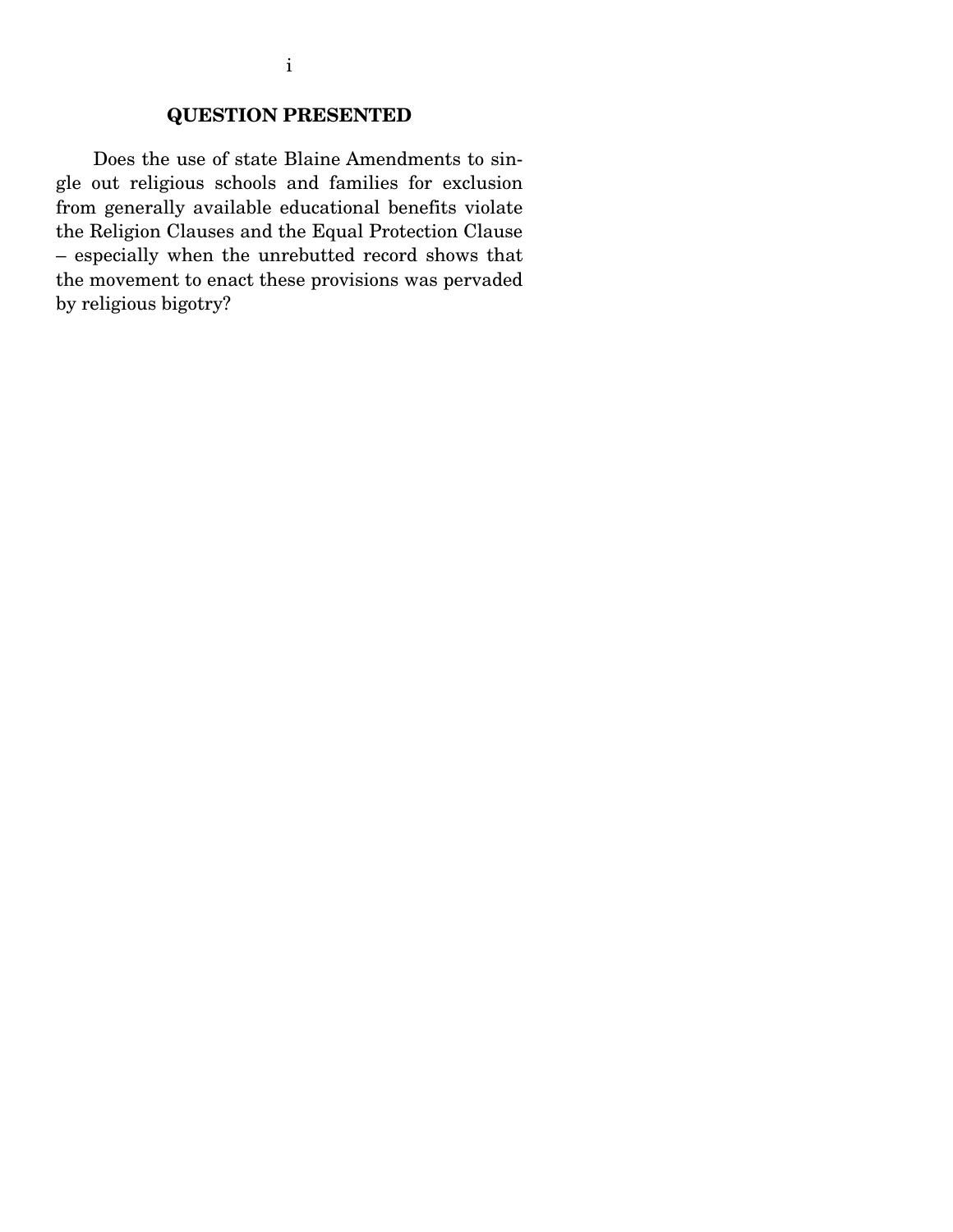## QUESTION PRESENTED

Does the use of state Blaine Amendments to single out religious schools and families for exclusion from generally available educational benefits violate the Religion Clauses and the Equal Protection Clause – especially when the unrebutted record shows that the movement to enact these provisions was pervaded by religious bigotry?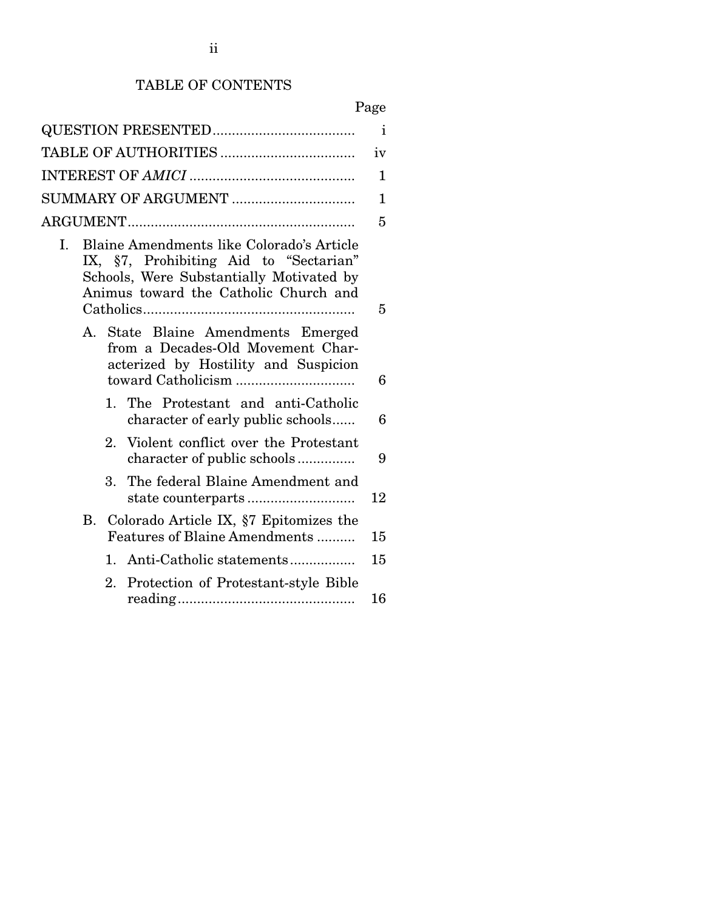# TABLE OF CONTENTS

| | Page |
|---|---|
| QUESTION PRESENTED | i |
| TABLE OF AUTHORITIES | iv |
| INTEREST OF *AMICI* | 1 |
| SUMMARY OF ARGUMENT | 1 |
| ARGUMENT | 5 |
| I. Blaine Amendments like Colorado's Article IX, §7, Prohibiting Aid to "Sectarian" Schools, Were Substantially Motivated by Animus toward the Catholic Church and Catholics | 5 |
| A. State Blaine Amendments Emerged from a Decades-Old Movement Characterized by Hostility and Suspicion toward Catholicism | 6 |
| 1. The Protestant and anti-Catholic character of early public schools | 6 |
| 2. Violent conflict over the Protestant character of public schools | 9 |
| 3. The federal Blaine Amendment and state counterparts | 12 |
| B. Colorado Article IX, §7 Epitomizes the Features of Blaine Amendments | 15 |
| 1. Anti-Catholic statements | 15 |
| 2. Protection of Protestant-style Bible reading | 16 |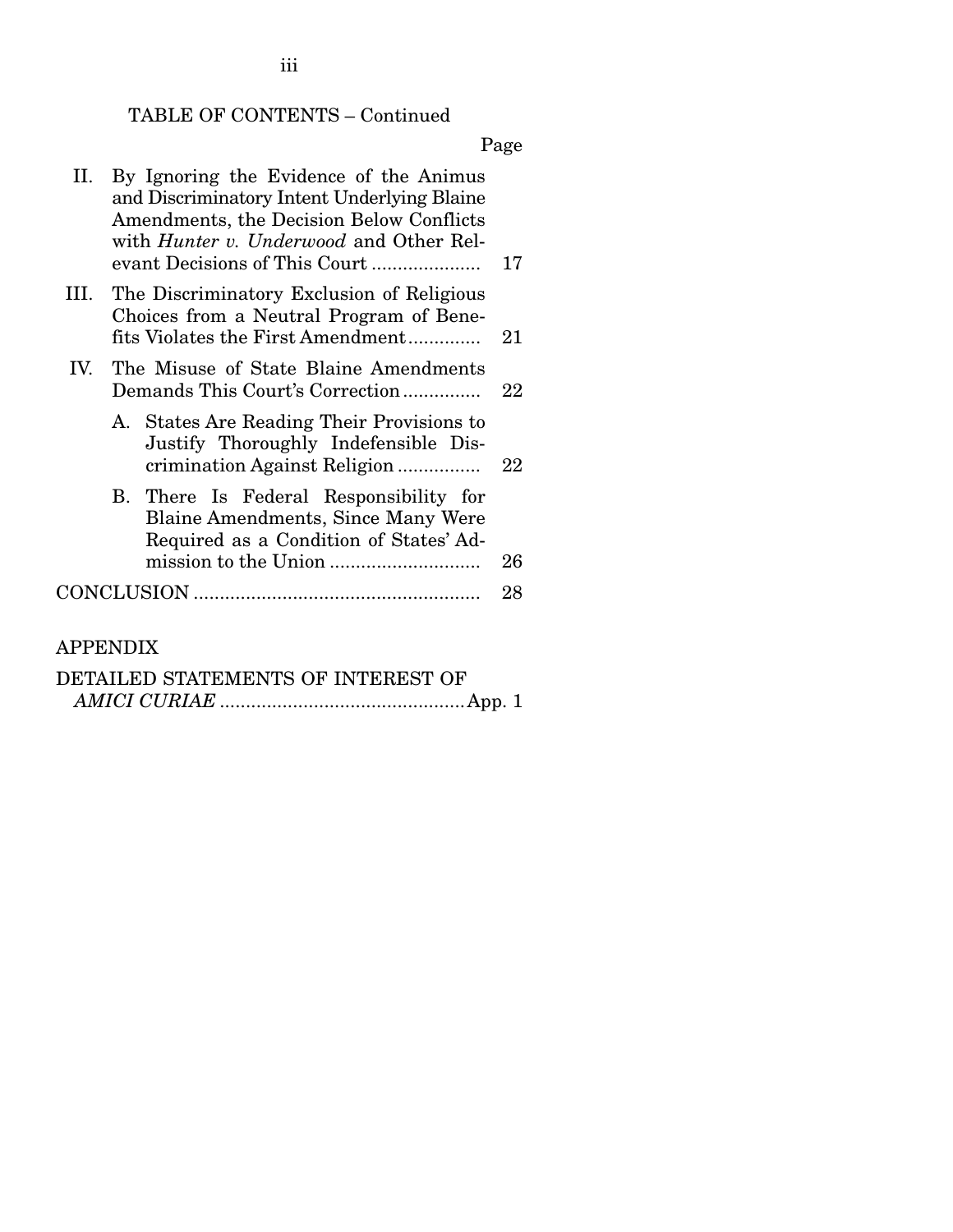TABLE OF CONTENTS – Continued

Page

II. By Ignoring the Evidence of the Animus and Discriminatory Intent Underlying Blaine Amendments, the Decision Below Conflicts with *Hunter v. Underwood* and Other Relevant Decisions of This Court ..................... 17

III. The Discriminatory Exclusion of Religious Choices from a Neutral Program of Benefits Violates the First Amendment .............. 21

IV. The Misuse of State Blaine Amendments Demands This Court's Correction ............... 22

A. States Are Reading Their Provisions to Justify Thoroughly Indefensible Discrimination Against Religion ................ 22

B. There Is Federal Responsibility for Blaine Amendments, Since Many Were Required as a Condition of States' Admission to the Union ............................. 26

CONCLUSION ....................................................... 28

APPENDIX

DETAILED STATEMENTS OF INTEREST OF *AMICI CURIAE* ..............................................App. 1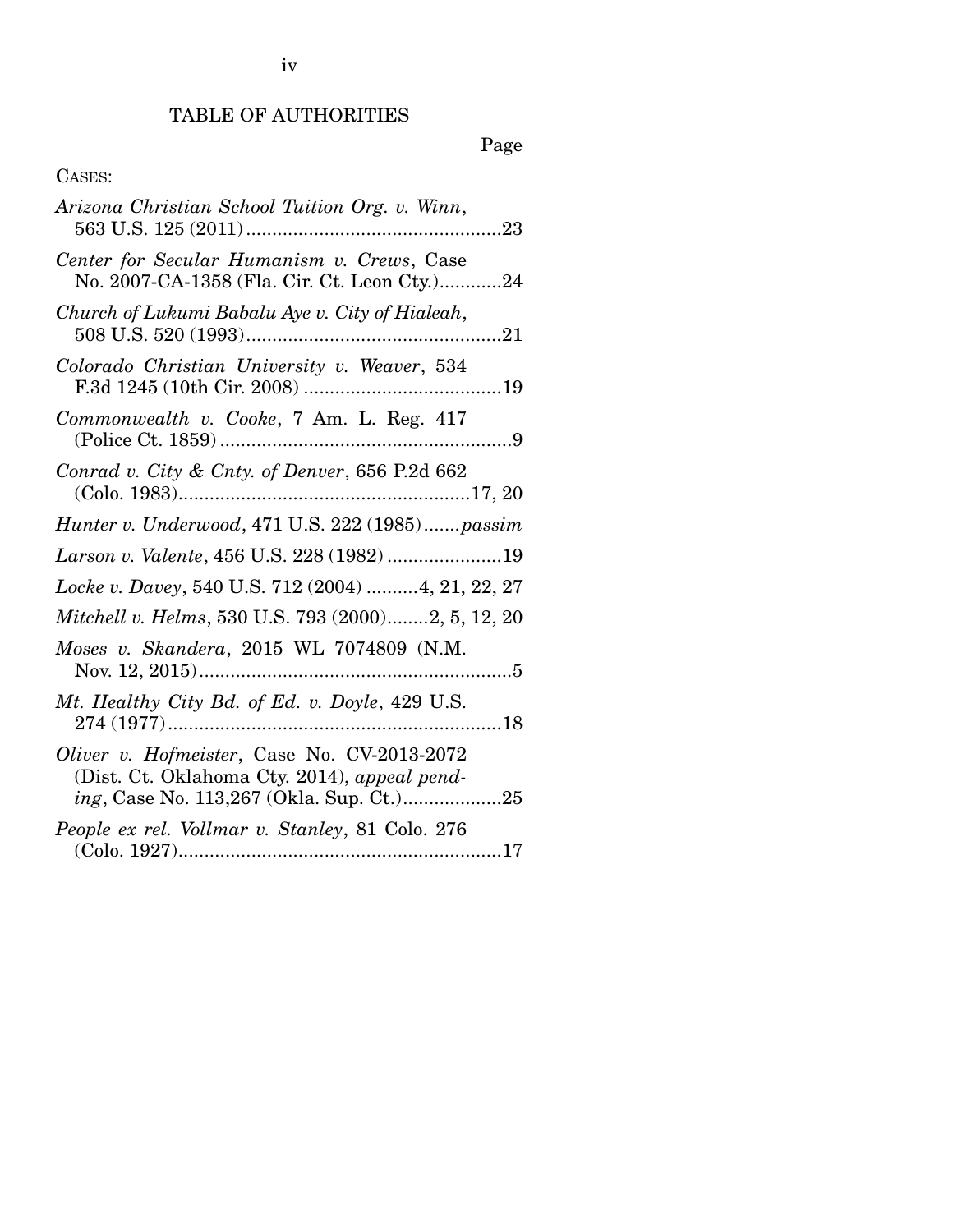# TABLE OF AUTHORITIES

Page

CASES:

*Arizona Christian School Tuition Org. v. Winn*, 563 U.S. 125 (2011)....................................................23

*Center for Secular Humanism v. Crews*, Case No. 2007-CA-1358 (Fla. Cir. Ct. Leon Cty.)............24

*Church of Lukumi Babalu Aye v. City of Hialeah*, 508 U.S. 520 (1993)....................................................21

*Colorado Christian University v. Weaver*, 534 F.3d 1245 (10th Cir. 2008) ......................................19

*Commonwealth v. Cooke*, 7 Am. L. Reg. 417 (Police Ct. 1859) ........................................................9

*Conrad v. City & Cnty. of Denver*, 656 P.2d 662 (Colo. 1983)........................................................17, 20

*Hunter v. Underwood*, 471 U.S. 222 (1985).......*passim*

*Larson v. Valente*, 456 U.S. 228 (1982) ......................19

*Locke v. Davey*, 540 U.S. 712 (2004) ..........4, 21, 22, 27

*Mitchell v. Helms*, 530 U.S. 793 (2000)........2, 5, 12, 20

*Moses v. Skandera*, 2015 WL 7074809 (N.M. Nov. 12, 2015)............................................................5

*Mt. Healthy City Bd. of Ed. v. Doyle*, 429 U.S. 274 (1977)................................................................18

*Oliver v. Hofmeister*, Case No. CV-2013-2072 (Dist. Ct. Oklahoma Cty. 2014), *appeal pending*, Case No. 113,267 (Okla. Sup. Ct.)...................25

*People ex rel. Vollmar v. Stanley*, 81 Colo. 276 (Colo. 1927)..............................................................17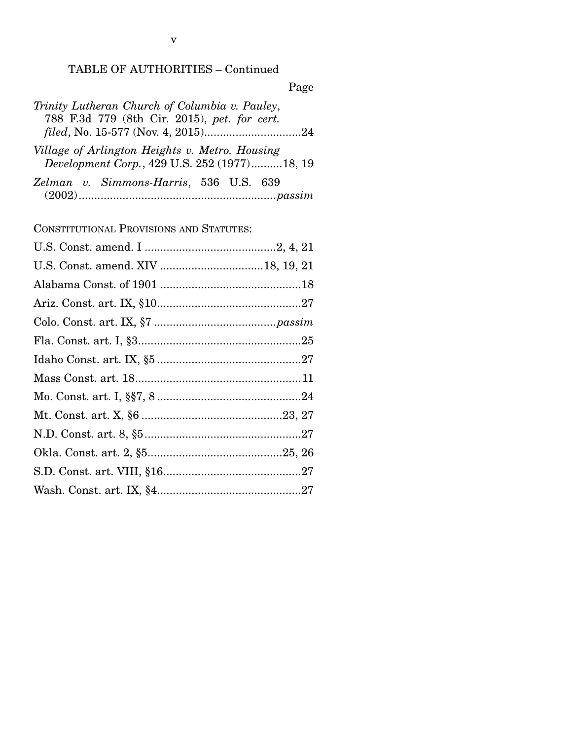TABLE OF AUTHORITIES – Continued

Page

*Trinity Lutheran Church of Columbia v. Pauley*, 788 F.3d 779 (8th Cir. 2015), *pet. for cert. filed*, No. 15-577 (Nov. 4, 2015)...............................24

*Village of Arlington Heights v. Metro. Housing Development Corp.*, 429 U.S. 252 (1977)..........18, 19

*Zelman v. Simmons-Harris*, 536 U.S. 639 (2002)...............................................................*passim*

Constitutional Provisions and Statutes:

U.S. Const. amend. I ..........................................2, 4, 21

U.S. Const. amend. XIV .................................18, 19, 21

Alabama Const. of 1901 .............................................18

Ariz. Const. art. IX, §10..............................................27

Colo. Const. art. IX, §7 .......................................*passim*

Fla. Const. art. I, §3....................................................25

Idaho Const. art. IX, §5 ..............................................27

Mass Const. art. 18.....................................................11

Mo. Const. art. I, §§7, 8 ..............................................24

Mt. Const. art. X, §6 .............................................23, 27

N.D. Const. art. 8, §5..................................................27

Okla. Const. art. 2, §5...........................................25, 26

S.D. Const. art. VIII, §16............................................27

Wash. Const. art. IX, §4..............................................27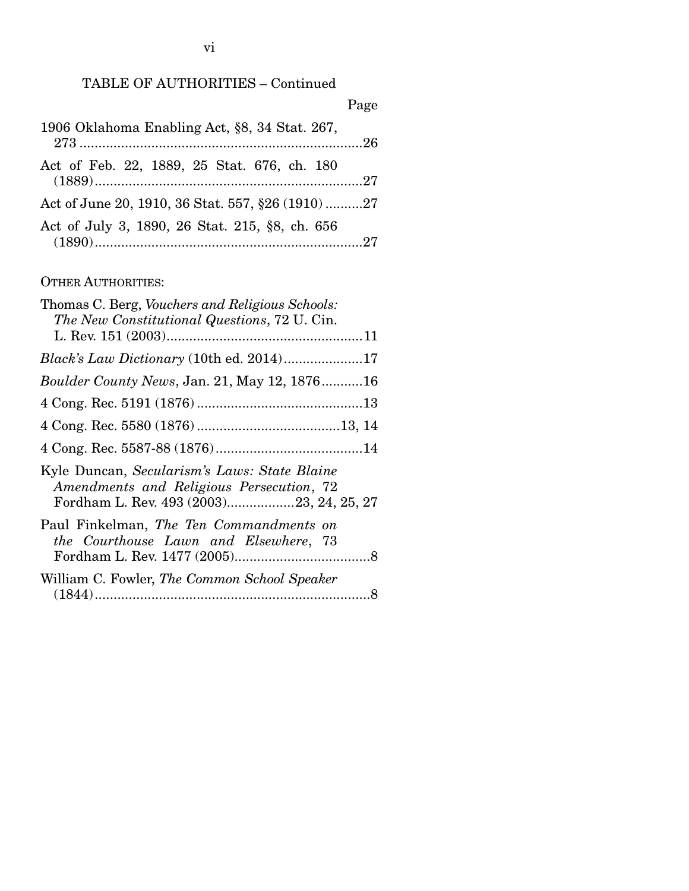TABLE OF AUTHORITIES – Continued

Page

1906 Oklahoma Enabling Act, §8, 34 Stat. 267, 273 ....................26

Act of Feb. 22, 1889, 25 Stat. 676, ch. 180 (1889) ....................27

Act of June 20, 1910, 36 Stat. 557, §26 (1910) ....................27

Act of July 3, 1890, 26 Stat. 215, §8, ch. 656 (1890) ....................27

OTHER AUTHORITIES:

Thomas C. Berg, *Vouchers and Religious Schools: The New Constitutional Questions*, 72 U. Cin. L. Rev. 151 (2003) ....................11

*Black's Law Dictionary* (10th ed. 2014) ....................17

*Boulder County News*, Jan. 21, May 12, 1876 ....................16

4 Cong. Rec. 5191 (1876) ....................13

4 Cong. Rec. 5580 (1876) ....................13, 14

4 Cong. Rec. 5587-88 (1876) ....................14

Kyle Duncan, *Secularism's Laws: State Blaine Amendments and Religious Persecution*, 72 Fordham L. Rev. 493 (2003) ....................23, 24, 25, 27

Paul Finkelman, *The Ten Commandments on the Courthouse Lawn and Elsewhere*, 73 Fordham L. Rev. 1477 (2005) ....................8

William C. Fowler, *The Common School Speaker* (1844) ....................8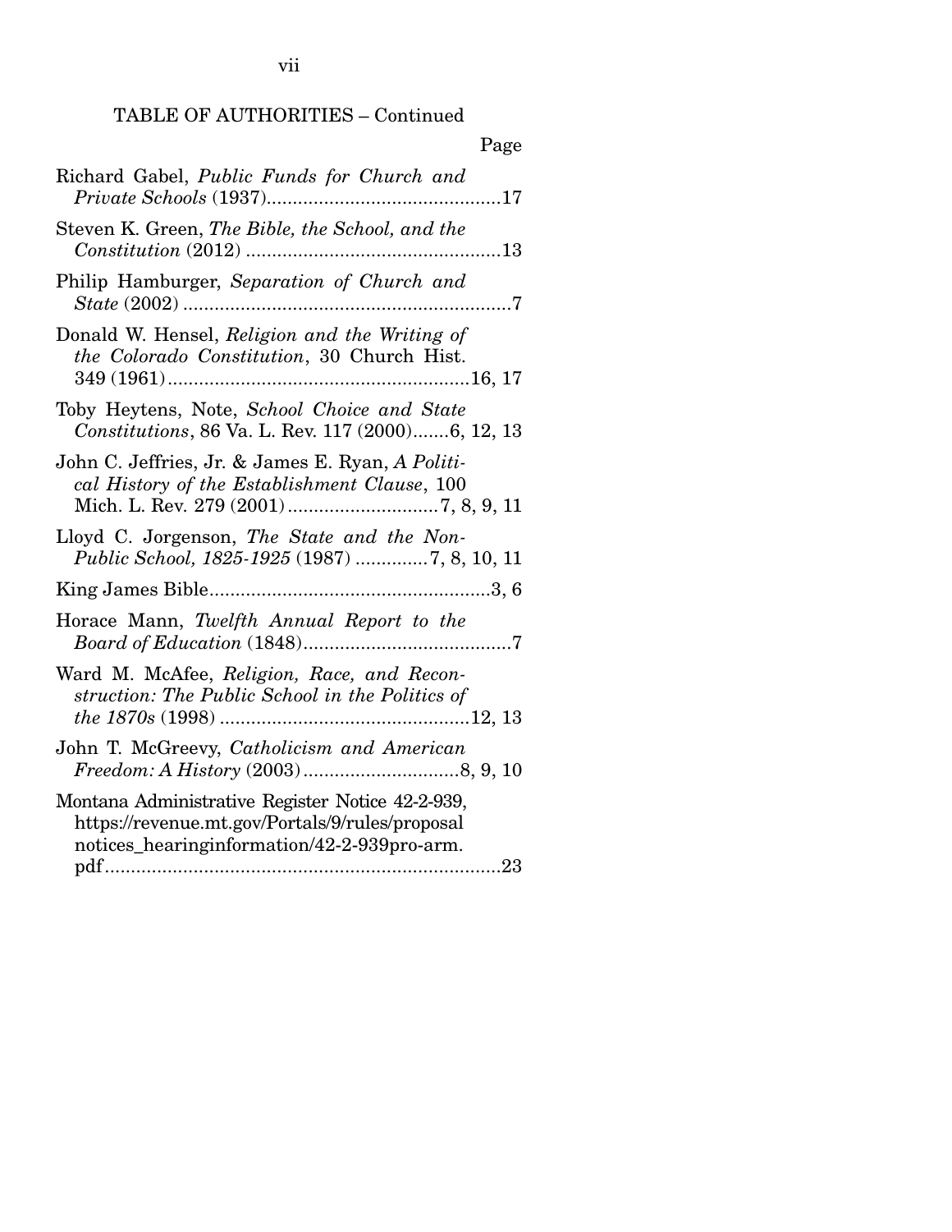TABLE OF AUTHORITIES – Continued

Page

Richard Gabel, *Public Funds for Church and Private Schools* (1937)............................................17

Steven K. Green, *The Bible, the School, and the Constitution* (2012) ................................................13

Philip Hamburger, *Separation of Church and State* (2002) ...............................................................7

Donald W. Hensel, *Religion and the Writing of the Colorado Constitution*, 30 Church Hist. 349 (1961)..........................................................16, 17

Toby Heytens, Note, *School Choice and State Constitutions*, 86 Va. L. Rev. 117 (2000).......6, 12, 13

John C. Jeffries, Jr. & James E. Ryan, *A Political History of the Establishment Clause*, 100 Mich. L. Rev. 279 (2001)............................7, 8, 9, 11

Lloyd C. Jorgenson, *The State and the Non-Public School, 1825-1925* (1987) .............7, 8, 10, 11

King James Bible......................................................3, 6

Horace Mann, *Twelfth Annual Report to the Board of Education* (1848)........................................7

Ward M. McAfee, *Religion, Race, and Reconstruction: The Public School in the Politics of the 1870s* (1998) ................................................12, 13

John T. McGreevy, *Catholicism and American Freedom: A History* (2003).............................8, 9, 10

Montana Administrative Register Notice 42-2-939, https://revenue.mt.gov/Portals/9/rules/proposal notices_hearinginformation/42-2-939pro-arm. pdf............................................................................23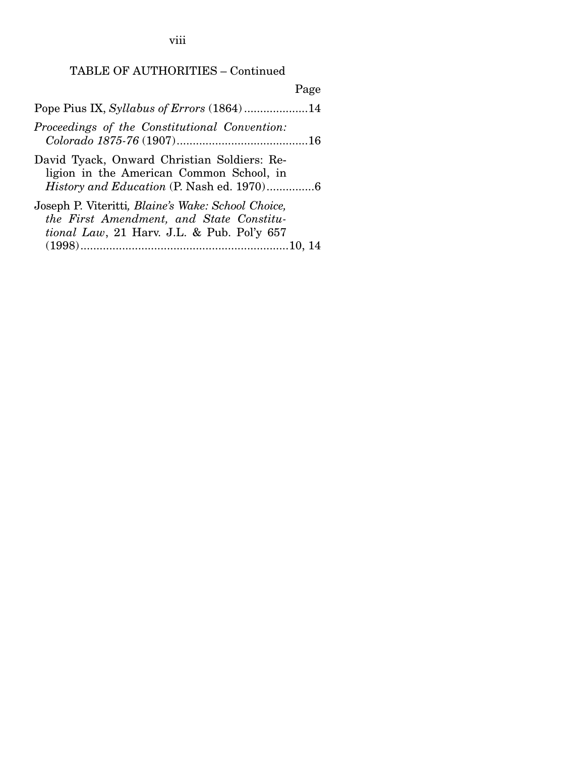TABLE OF AUTHORITIES – Continued

Page

Pope Pius IX, *Syllabus of Errors* (1864) ....................14

*Proceedings of the Constitutional Convention: Colorado 1875-76* (1907)..........................................16

David Tyack, Onward Christian Soldiers: Religion in the American Common School, in *History and Education* (P. Nash ed. 1970)...............6

Joseph P. Viteritti, *Blaine's Wake: School Choice, the First Amendment, and State Constitutional Law*, 21 Harv. J.L. & Pub. Pol'y 657 (1998)..................................................................10, 14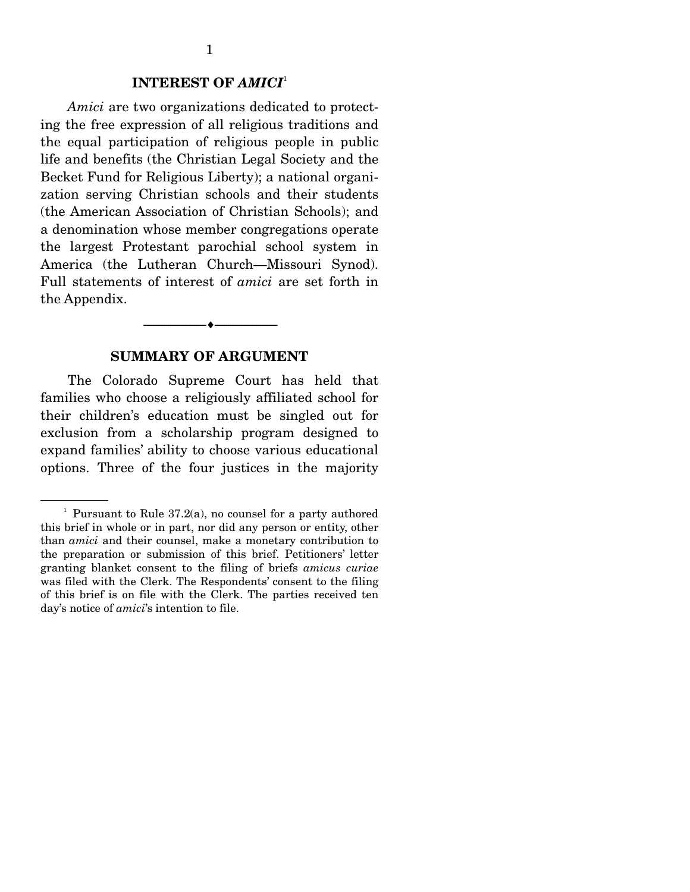## INTEREST OF *AMICI*[1]

*Amici* are two organizations dedicated to protecting the free expression of all religious traditions and the equal participation of religious people in public life and benefits (the Christian Legal Society and the Becket Fund for Religious Liberty); a national organization serving Christian schools and their students (the American Association of Christian Schools); and a denomination whose member congregations operate the largest Protestant parochial school system in America (the Lutheran Church—Missouri Synod). Full statements of interest of *amici* are set forth in the Appendix.

---

## SUMMARY OF ARGUMENT

The Colorado Supreme Court has held that families who choose a religiously affiliated school for their children's education must be singled out for exclusion from a scholarship program designed to expand families' ability to choose various educational options. Three of the four justices in the majority

---

[1] Pursuant to Rule 37.2(a), no counsel for a party authored this brief in whole or in part, nor did any person or entity, other than *amici* and their counsel, make a monetary contribution to the preparation or submission of this brief. Petitioners' letter granting blanket consent to the filing of briefs *amicus curiae* was filed with the Clerk. The Respondents' consent to the filing of this brief is on file with the Clerk. The parties received ten day's notice of *amici*'s intention to file.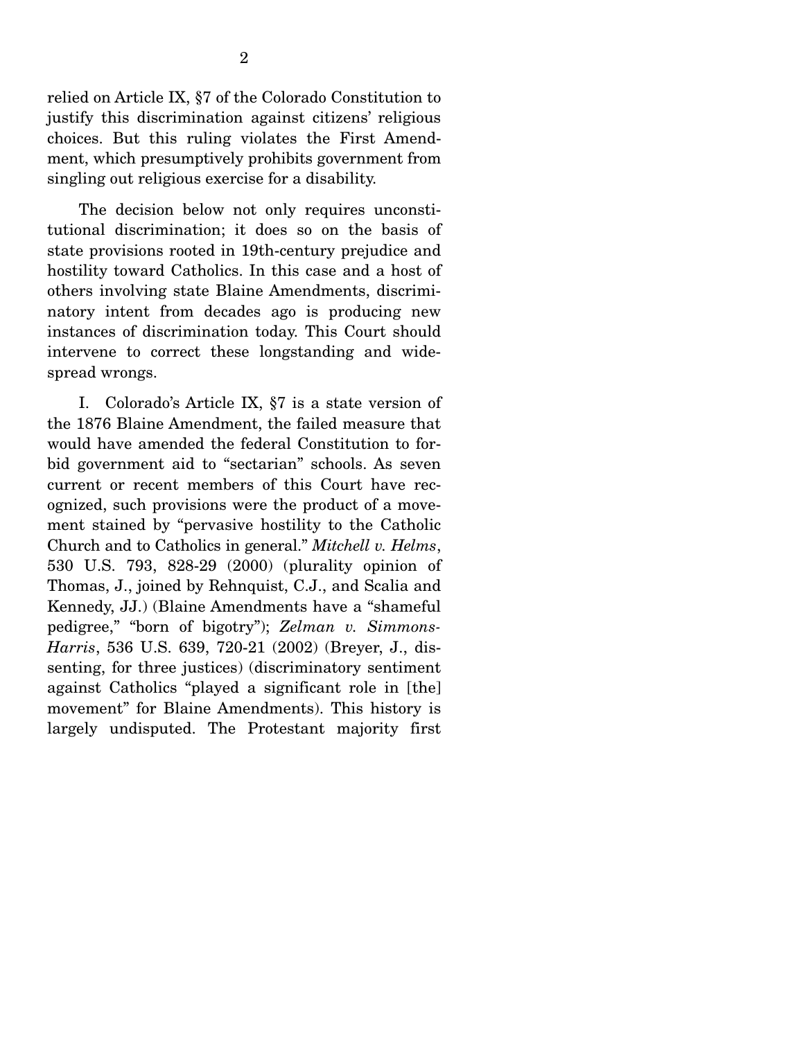relied on Article IX, §7 of the Colorado Constitution to justify this discrimination against citizens' religious choices. But this ruling violates the First Amendment, which presumptively prohibits government from singling out religious exercise for a disability.

The decision below not only requires unconstitutional discrimination; it does so on the basis of state provisions rooted in 19th-century prejudice and hostility toward Catholics. In this case and a host of others involving state Blaine Amendments, discriminatory intent from decades ago is producing new instances of discrimination today. This Court should intervene to correct these longstanding and widespread wrongs.

I. Colorado's Article IX, §7 is a state version of the 1876 Blaine Amendment, the failed measure that would have amended the federal Constitution to forbid government aid to "sectarian" schools. As seven current or recent members of this Court have recognized, such provisions were the product of a movement stained by "pervasive hostility to the Catholic Church and to Catholics in general." *Mitchell v. Helms*, 530 U.S. 793, 828-29 (2000) (plurality opinion of Thomas, J., joined by Rehnquist, C.J., and Scalia and Kennedy, JJ.) (Blaine Amendments have a "shameful pedigree," "born of bigotry"); *Zelman v. Simmons-Harris*, 536 U.S. 639, 720-21 (2002) (Breyer, J., dissenting, for three justices) (discriminatory sentiment against Catholics "played a significant role in [the] movement" for Blaine Amendments). This history is largely undisputed. The Protestant majority first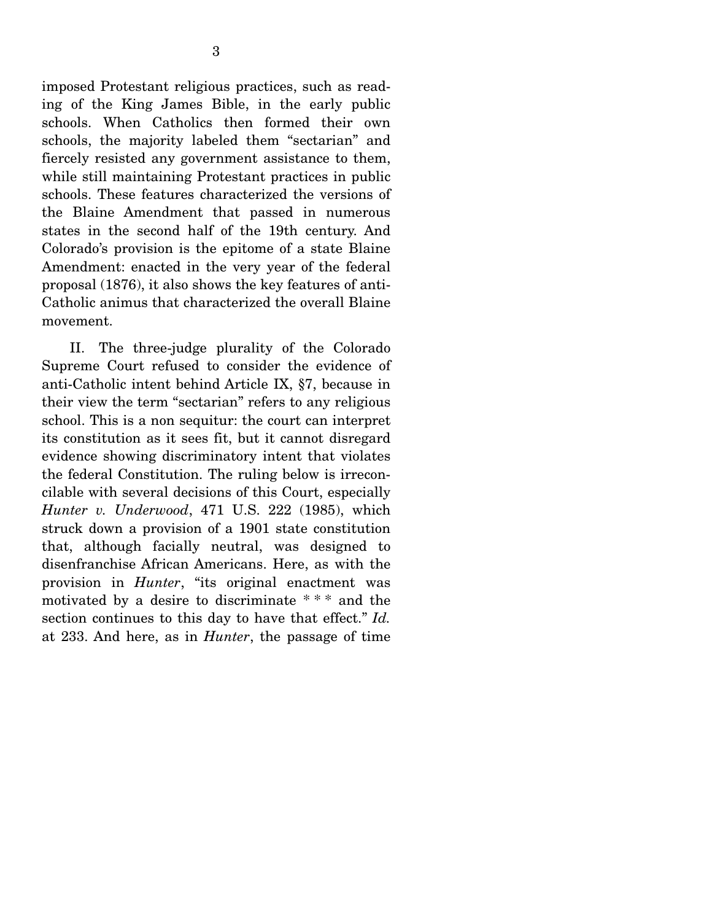imposed Protestant religious practices, such as reading of the King James Bible, in the early public schools. When Catholics then formed their own schools, the majority labeled them "sectarian" and fiercely resisted any government assistance to them, while still maintaining Protestant practices in public schools. These features characterized the versions of the Blaine Amendment that passed in numerous states in the second half of the 19th century. And Colorado's provision is the epitome of a state Blaine Amendment: enacted in the very year of the federal proposal (1876), it also shows the key features of anti-Catholic animus that characterized the overall Blaine movement.

II. The three-judge plurality of the Colorado Supreme Court refused to consider the evidence of anti-Catholic intent behind Article IX, §7, because in their view the term "sectarian" refers to any religious school. This is a non sequitur: the court can interpret its constitution as it sees fit, but it cannot disregard evidence showing discriminatory intent that violates the federal Constitution. The ruling below is irreconcilable with several decisions of this Court, especially *Hunter v. Underwood*, 471 U.S. 222 (1985), which struck down a provision of a 1901 state constitution that, although facially neutral, was designed to disenfranchise African Americans. Here, as with the provision in *Hunter*, "its original enactment was motivated by a desire to discriminate * * * and the section continues to this day to have that effect." *Id.* at 233. And here, as in *Hunter*, the passage of time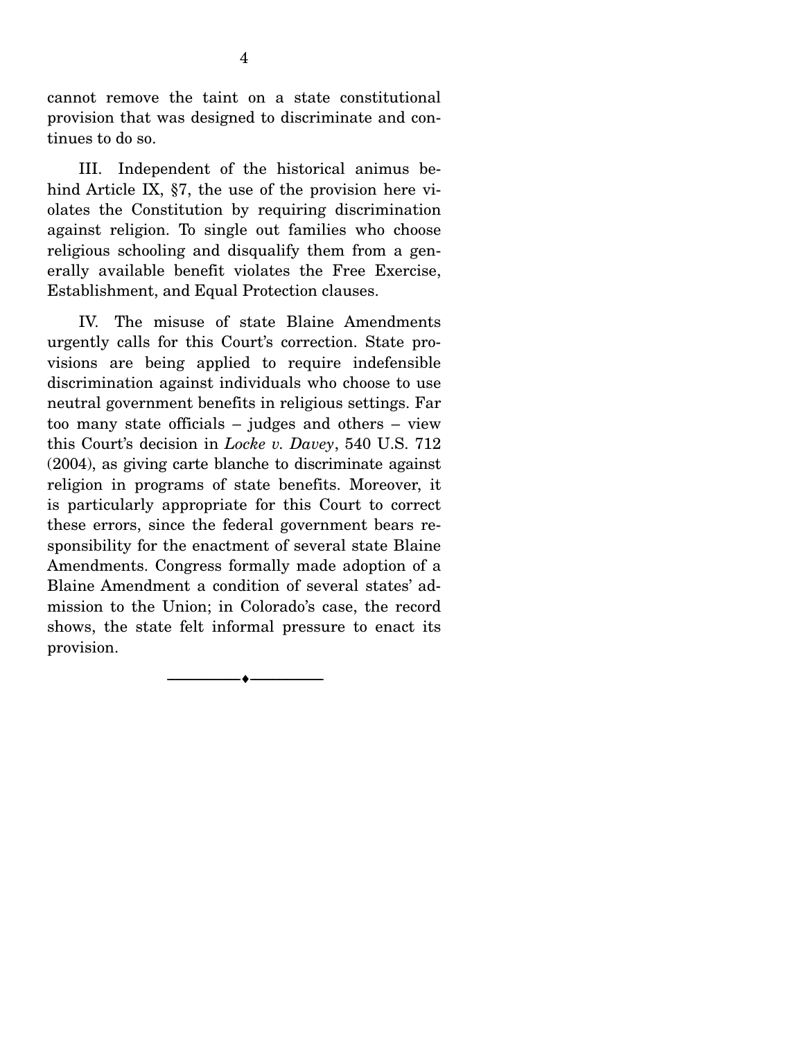cannot remove the taint on a state constitutional provision that was designed to discriminate and continues to do so.

III. Independent of the historical animus behind Article IX, §7, the use of the provision here violates the Constitution by requiring discrimination against religion. To single out families who choose religious schooling and disqualify them from a generally available benefit violates the Free Exercise, Establishment, and Equal Protection clauses.

IV. The misuse of state Blaine Amendments urgently calls for this Court's correction. State provisions are being applied to require indefensible discrimination against individuals who choose to use neutral government benefits in religious settings. Far too many state officials – judges and others – view this Court's decision in *Locke v. Davey*, 540 U.S. 712 (2004), as giving carte blanche to discriminate against religion in programs of state benefits. Moreover, it is particularly appropriate for this Court to correct these errors, since the federal government bears responsibility for the enactment of several state Blaine Amendments. Congress formally made adoption of a Blaine Amendment a condition of several states' admission to the Union; in Colorado's case, the record shows, the state felt informal pressure to enact its provision.

---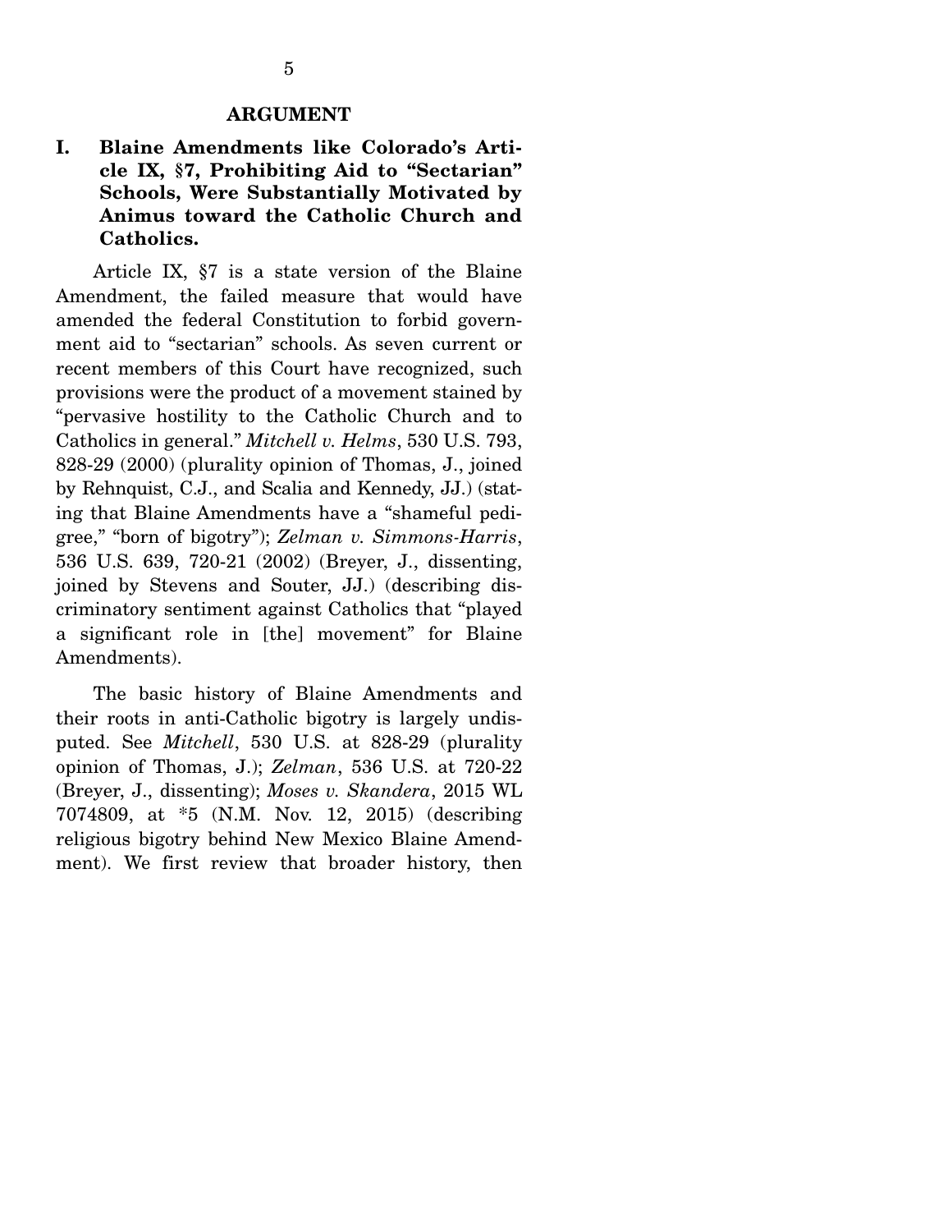## ARGUMENT

### I. Blaine Amendments like Colorado's Article IX, §7, Prohibiting Aid to "Sectarian" Schools, Were Substantially Motivated by Animus toward the Catholic Church and Catholics.

Article IX, §7 is a state version of the Blaine Amendment, the failed measure that would have amended the federal Constitution to forbid government aid to "sectarian" schools. As seven current or recent members of this Court have recognized, such provisions were the product of a movement stained by "pervasive hostility to the Catholic Church and to Catholics in general." *Mitchell v. Helms*, 530 U.S. 793, 828-29 (2000) (plurality opinion of Thomas, J., joined by Rehnquist, C.J., and Scalia and Kennedy, JJ.) (stating that Blaine Amendments have a "shameful pedigree," "born of bigotry"); *Zelman v. Simmons-Harris*, 536 U.S. 639, 720-21 (2002) (Breyer, J., dissenting, joined by Stevens and Souter, JJ.) (describing discriminatory sentiment against Catholics that "played a significant role in [the] movement" for Blaine Amendments).

The basic history of Blaine Amendments and their roots in anti-Catholic bigotry is largely undisputed. See *Mitchell*, 530 U.S. at 828-29 (plurality opinion of Thomas, J.); *Zelman*, 536 U.S. at 720-22 (Breyer, J., dissenting); *Moses v. Skandera*, 2015 WL 7074809, at *5 (N.M. Nov. 12, 2015) (describing religious bigotry behind New Mexico Blaine Amendment). We first review that broader history, then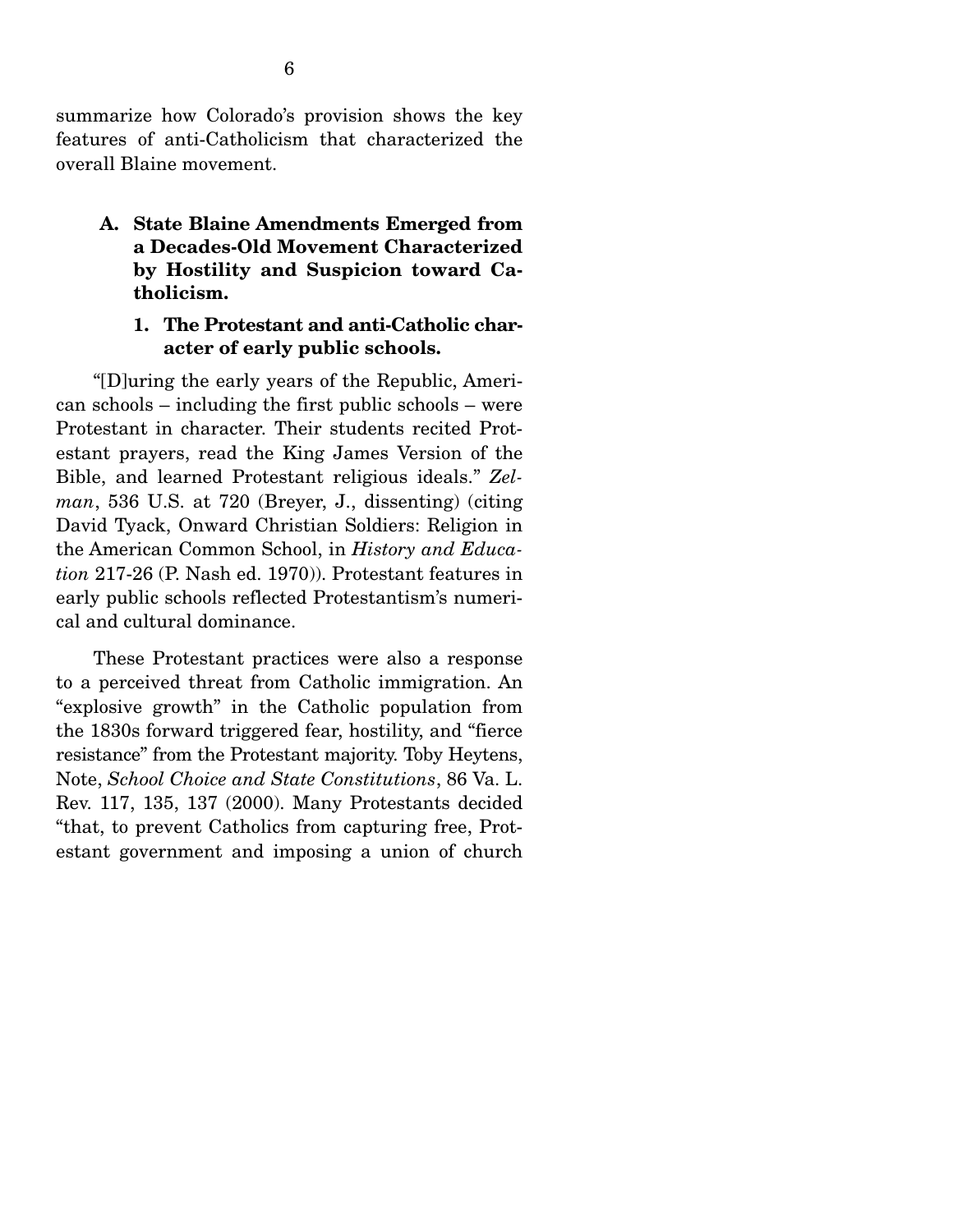summarize how Colorado's provision shows the key features of anti-Catholicism that characterized the overall Blaine movement.

### A. State Blaine Amendments Emerged from a Decades-Old Movement Characterized by Hostility and Suspicion toward Catholicism.

#### 1. The Protestant and anti-Catholic character of early public schools.

"[D]uring the early years of the Republic, American schools – including the first public schools – were Protestant in character. Their students recited Protestant prayers, read the King James Version of the Bible, and learned Protestant religious ideals." *Zelman*, 536 U.S. at 720 (Breyer, J., dissenting) (citing David Tyack, Onward Christian Soldiers: Religion in the American Common School, in *History and Education* 217-26 (P. Nash ed. 1970)). Protestant features in early public schools reflected Protestantism's numerical and cultural dominance.

These Protestant practices were also a response to a perceived threat from Catholic immigration. An "explosive growth" in the Catholic population from the 1830s forward triggered fear, hostility, and "fierce resistance" from the Protestant majority. Toby Heytens, Note, *School Choice and State Constitutions*, 86 Va. L. Rev. 117, 135, 137 (2000). Many Protestants decided "that, to prevent Catholics from capturing free, Protestant government and imposing a union of church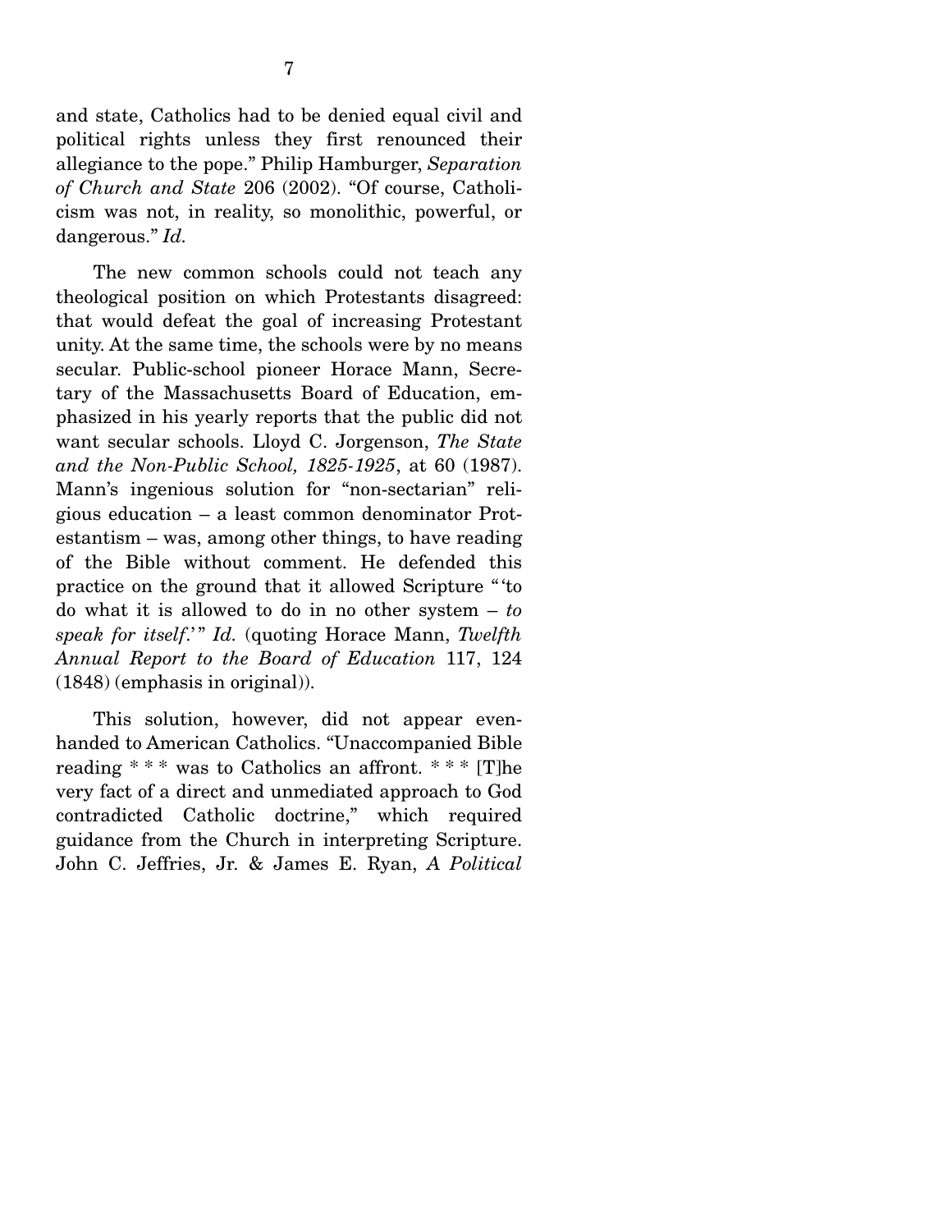and state, Catholics had to be denied equal civil and political rights unless they first renounced their allegiance to the pope." Philip Hamburger, *Separation of Church and State* 206 (2002). "Of course, Catholicism was not, in reality, so monolithic, powerful, or dangerous." *Id.*

The new common schools could not teach any theological position on which Protestants disagreed: that would defeat the goal of increasing Protestant unity. At the same time, the schools were by no means secular. Public-school pioneer Horace Mann, Secretary of the Massachusetts Board of Education, emphasized in his yearly reports that the public did not want secular schools. Lloyd C. Jorgenson, *The State and the Non-Public School, 1825-1925*, at 60 (1987). Mann's ingenious solution for "non-sectarian" religious education – a least common denominator Protestantism – was, among other things, to have reading of the Bible without comment. He defended this practice on the ground that it allowed Scripture "'to do what it is allowed to do in no other system – *to speak for itself*.'" *Id.* (quoting Horace Mann, *Twelfth Annual Report to the Board of Education* 117, 124 (1848) (emphasis in original)).

This solution, however, did not appear even-handed to American Catholics. "Unaccompanied Bible reading * * * was to Catholics an affront. * * * [T]he very fact of a direct and unmediated approach to God contradicted Catholic doctrine," which required guidance from the Church in interpreting Scripture. John C. Jeffries, Jr. & James E. Ryan, *A Political*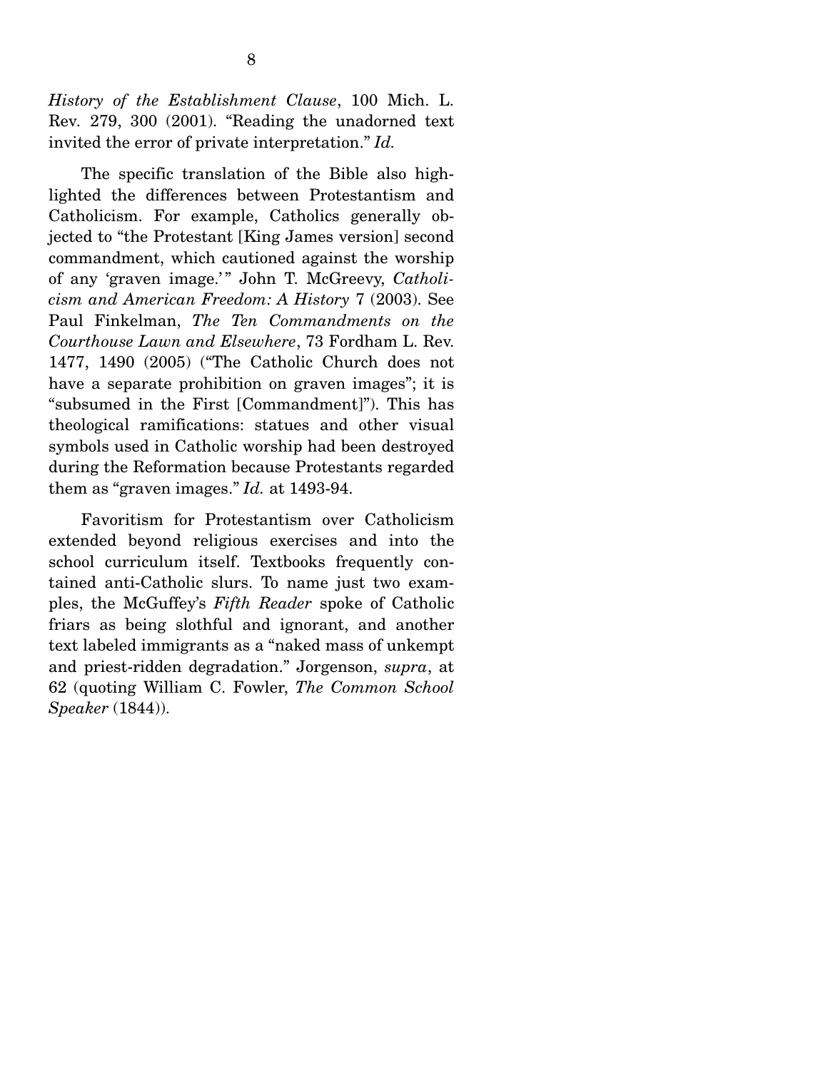*History of the Establishment Clause*, 100 Mich. L. Rev. 279, 300 (2001). "Reading the unadorned text invited the error of private interpretation." *Id.*

The specific translation of the Bible also highlighted the differences between Protestantism and Catholicism. For example, Catholics generally objected to "the Protestant [King James version] second commandment, which cautioned against the worship of any 'graven image.'" John T. McGreevy, *Catholicism and American Freedom: A History* 7 (2003). See Paul Finkelman, *The Ten Commandments on the Courthouse Lawn and Elsewhere*, 73 Fordham L. Rev. 1477, 1490 (2005) ("The Catholic Church does not have a separate prohibition on graven images"; it is "subsumed in the First [Commandment]"). This has theological ramifications: statues and other visual symbols used in Catholic worship had been destroyed during the Reformation because Protestants regarded them as "graven images." *Id.* at 1493-94.

Favoritism for Protestantism over Catholicism extended beyond religious exercises and into the school curriculum itself. Textbooks frequently contained anti-Catholic slurs. To name just two examples, the McGuffey's *Fifth Reader* spoke of Catholic friars as being slothful and ignorant, and another text labeled immigrants as a "naked mass of unkempt and priest-ridden degradation." Jorgenson, *supra*, at 62 (quoting William C. Fowler, *The Common School Speaker* (1844)).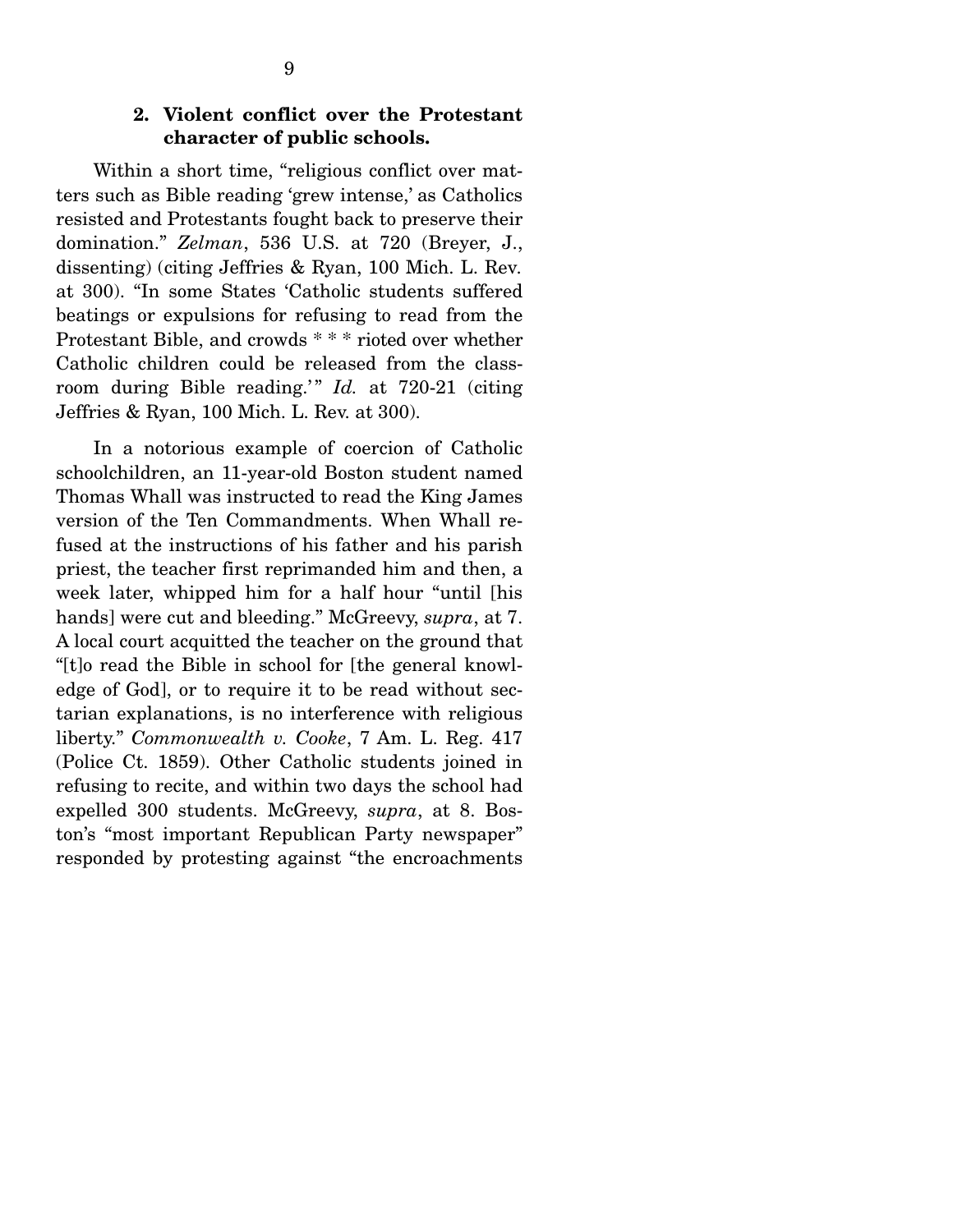### 2. Violent conflict over the Protestant character of public schools.

Within a short time, "religious conflict over matters such as Bible reading 'grew intense,' as Catholics resisted and Protestants fought back to preserve their domination." *Zelman*, 536 U.S. at 720 (Breyer, J., dissenting) (citing Jeffries & Ryan, 100 Mich. L. Rev. at 300). "In some States 'Catholic students suffered beatings or expulsions for refusing to read from the Protestant Bible, and crowds * * * rioted over whether Catholic children could be released from the classroom during Bible reading.'" *Id.* at 720-21 (citing Jeffries & Ryan, 100 Mich. L. Rev. at 300).

In a notorious example of coercion of Catholic schoolchildren, an 11-year-old Boston student named Thomas Whall was instructed to read the King James version of the Ten Commandments. When Whall refused at the instructions of his father and his parish priest, the teacher first reprimanded him and then, a week later, whipped him for a half hour "until [his hands] were cut and bleeding." McGreevy, *supra*, at 7. A local court acquitted the teacher on the ground that "[t]o read the Bible in school for [the general knowledge of God], or to require it to be read without sectarian explanations, is no interference with religious liberty." *Commonwealth v. Cooke*, 7 Am. L. Reg. 417 (Police Ct. 1859). Other Catholic students joined in refusing to recite, and within two days the school had expelled 300 students. McGreevy, *supra*, at 8. Boston's "most important Republican Party newspaper" responded by protesting against "the encroachments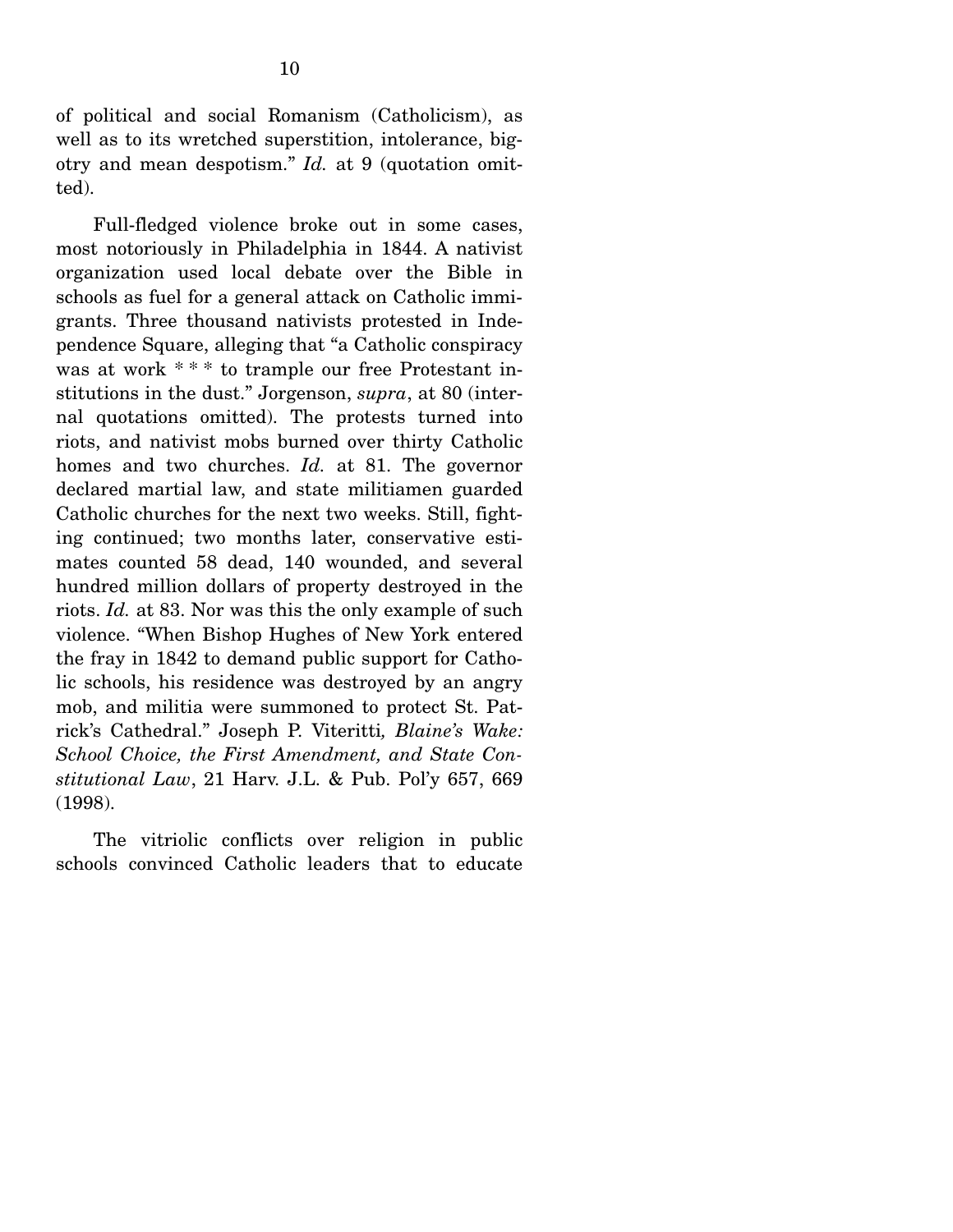of political and social Romanism (Catholicism), as well as to its wretched superstition, intolerance, bigotry and mean despotism." *Id.* at 9 (quotation omitted).

Full-fledged violence broke out in some cases, most notoriously in Philadelphia in 1844. A nativist organization used local debate over the Bible in schools as fuel for a general attack on Catholic immigrants. Three thousand nativists protested in Independence Square, alleging that "a Catholic conspiracy was at work * * * to trample our free Protestant institutions in the dust." Jorgenson, *supra*, at 80 (internal quotations omitted). The protests turned into riots, and nativist mobs burned over thirty Catholic homes and two churches. *Id.* at 81. The governor declared martial law, and state militiamen guarded Catholic churches for the next two weeks. Still, fighting continued; two months later, conservative estimates counted 58 dead, 140 wounded, and several hundred million dollars of property destroyed in the riots. *Id.* at 83. Nor was this the only example of such violence. "When Bishop Hughes of New York entered the fray in 1842 to demand public support for Catholic schools, his residence was destroyed by an angry mob, and militia were summoned to protect St. Patrick's Cathedral." Joseph P. Viteritti*, Blaine's Wake: School Choice, the First Amendment, and State Constitutional Law*, 21 Harv. J.L. & Pub. Pol'y 657, 669 (1998).

The vitriolic conflicts over religion in public schools convinced Catholic leaders that to educate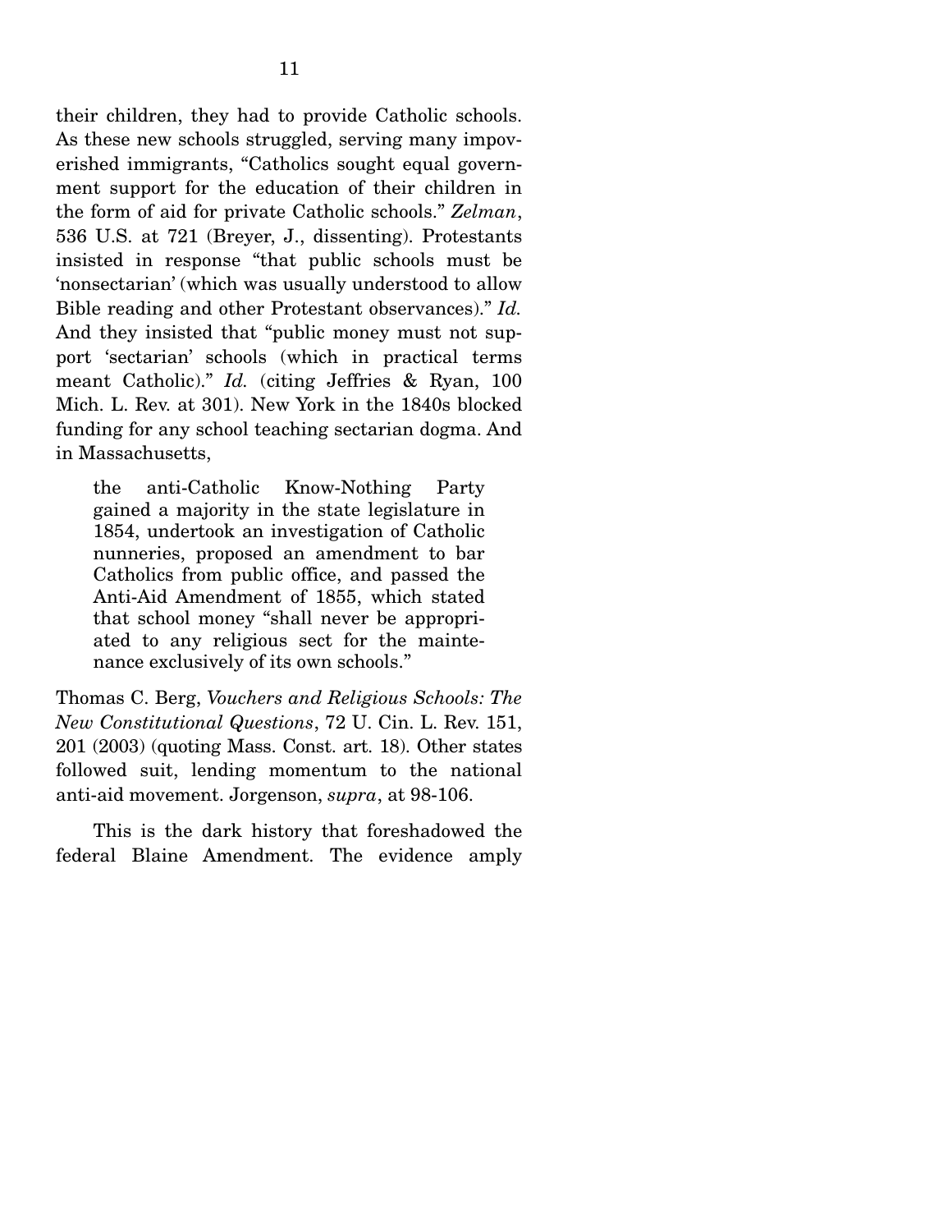their children, they had to provide Catholic schools. As these new schools struggled, serving many impoverished immigrants, "Catholics sought equal government support for the education of their children in the form of aid for private Catholic schools." *Zelman*, 536 U.S. at 721 (Breyer, J., dissenting). Protestants insisted in response "that public schools must be 'nonsectarian' (which was usually understood to allow Bible reading and other Protestant observances)." *Id.* And they insisted that "public money must not support 'sectarian' schools (which in practical terms meant Catholic)." *Id.* (citing Jeffries & Ryan, 100 Mich. L. Rev. at 301). New York in the 1840s blocked funding for any school teaching sectarian dogma. And in Massachusetts,

> the anti-Catholic Know-Nothing Party gained a majority in the state legislature in 1854, undertook an investigation of Catholic nunneries, proposed an amendment to bar Catholics from public office, and passed the Anti-Aid Amendment of 1855, which stated that school money "shall never be appropriated to any religious sect for the maintenance exclusively of its own schools."

Thomas C. Berg, *Vouchers and Religious Schools: The New Constitutional Questions*, 72 U. Cin. L. Rev. 151, 201 (2003) (quoting Mass. Const. art. 18). Other states followed suit, lending momentum to the national anti-aid movement. Jorgenson, *supra*, at 98-106.

This is the dark history that foreshadowed the federal Blaine Amendment. The evidence amply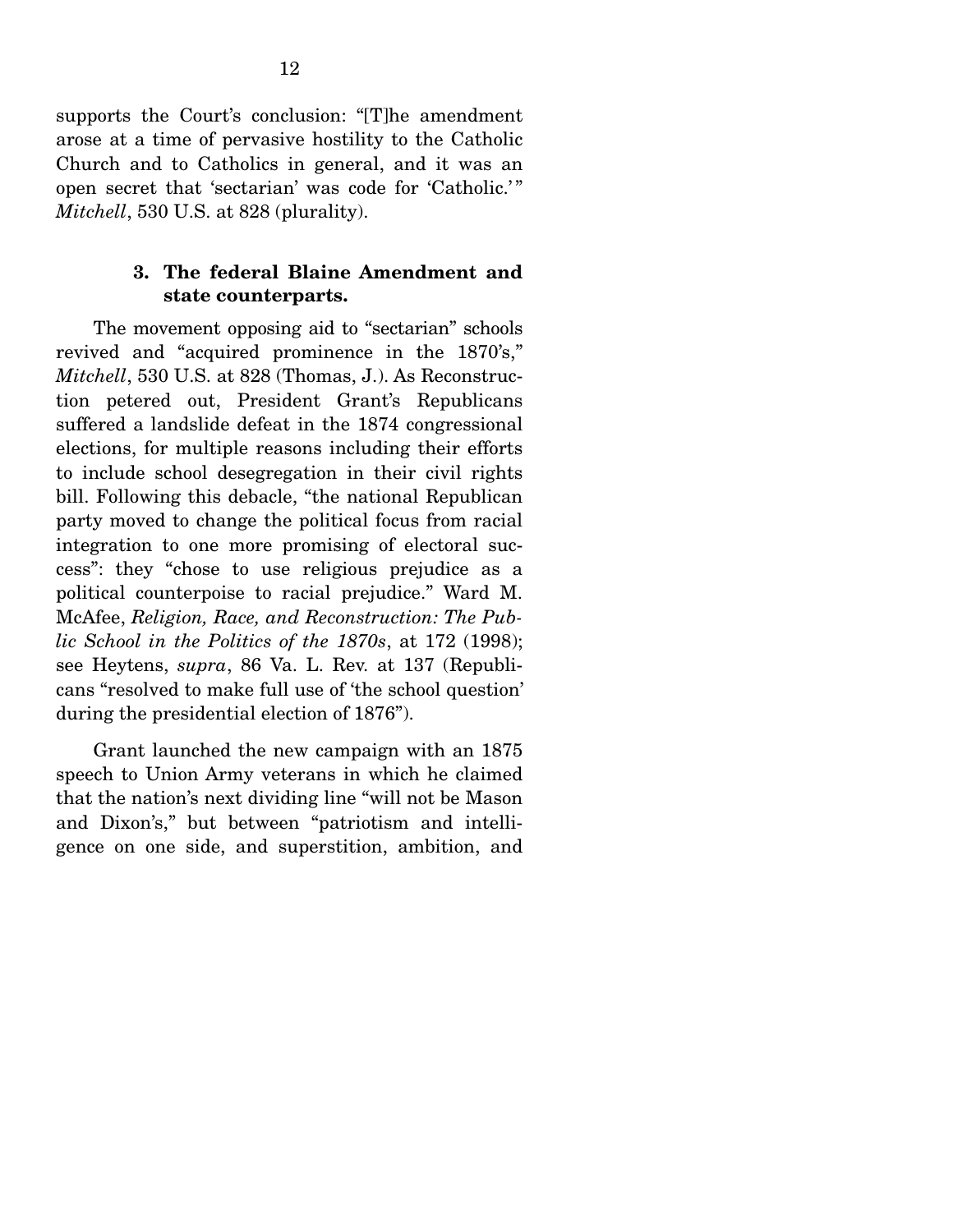supports the Court's conclusion: "[T]he amendment arose at a time of pervasive hostility to the Catholic Church and to Catholics in general, and it was an open secret that 'sectarian' was code for 'Catholic.'" *Mitchell*, 530 U.S. at 828 (plurality).

### 3. The federal Blaine Amendment and state counterparts.

The movement opposing aid to "sectarian" schools revived and "acquired prominence in the 1870's," *Mitchell*, 530 U.S. at 828 (Thomas, J.). As Reconstruction petered out, President Grant's Republicans suffered a landslide defeat in the 1874 congressional elections, for multiple reasons including their efforts to include school desegregation in their civil rights bill. Following this debacle, "the national Republican party moved to change the political focus from racial integration to one more promising of electoral success": they "chose to use religious prejudice as a political counterpoise to racial prejudice." Ward M. McAfee, *Religion, Race, and Reconstruction: The Public School in the Politics of the 1870s*, at 172 (1998); see Heytens, *supra*, 86 Va. L. Rev. at 137 (Republicans "resolved to make full use of 'the school question' during the presidential election of 1876").

Grant launched the new campaign with an 1875 speech to Union Army veterans in which he claimed that the nation's next dividing line "will not be Mason and Dixon's," but between "patriotism and intelligence on one side, and superstition, ambition, and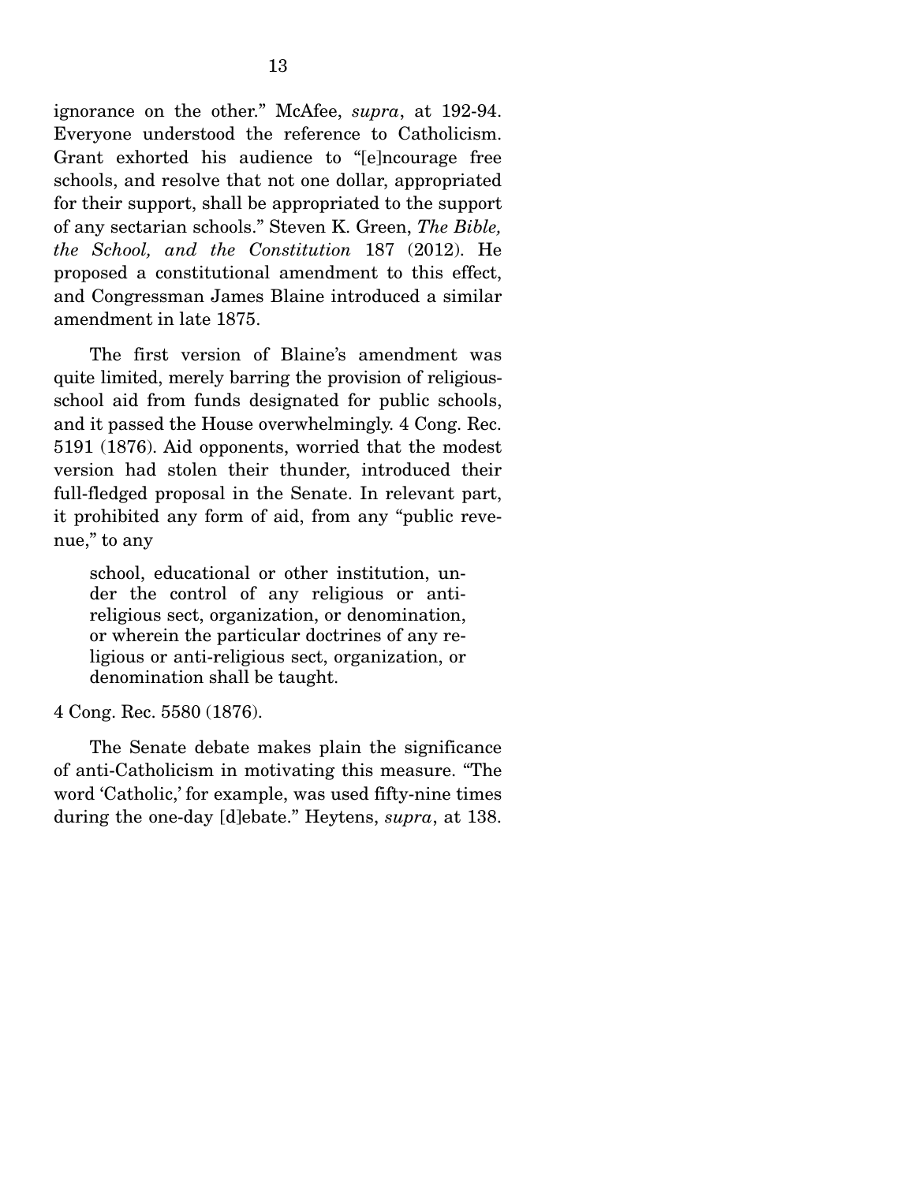ignorance on the other." McAfee, *supra*, at 192-94. Everyone understood the reference to Catholicism. Grant exhorted his audience to "[e]ncourage free schools, and resolve that not one dollar, appropriated for their support, shall be appropriated to the support of any sectarian schools." Steven K. Green, *The Bible, the School, and the Constitution* 187 (2012). He proposed a constitutional amendment to this effect, and Congressman James Blaine introduced a similar amendment in late 1875.

The first version of Blaine's amendment was quite limited, merely barring the provision of religious-school aid from funds designated for public schools, and it passed the House overwhelmingly. 4 Cong. Rec. 5191 (1876). Aid opponents, worried that the modest version had stolen their thunder, introduced their full-fledged proposal in the Senate. In relevant part, it prohibited any form of aid, from any "public revenue," to any

> school, educational or other institution, under the control of any religious or anti-religious sect, organization, or denomination, or wherein the particular doctrines of any religious or anti-religious sect, organization, or denomination shall be taught.

4 Cong. Rec. 5580 (1876).

The Senate debate makes plain the significance of anti-Catholicism in motivating this measure. "The word 'Catholic,' for example, was used fifty-nine times during the one-day [d]ebate." Heytens, *supra*, at 138.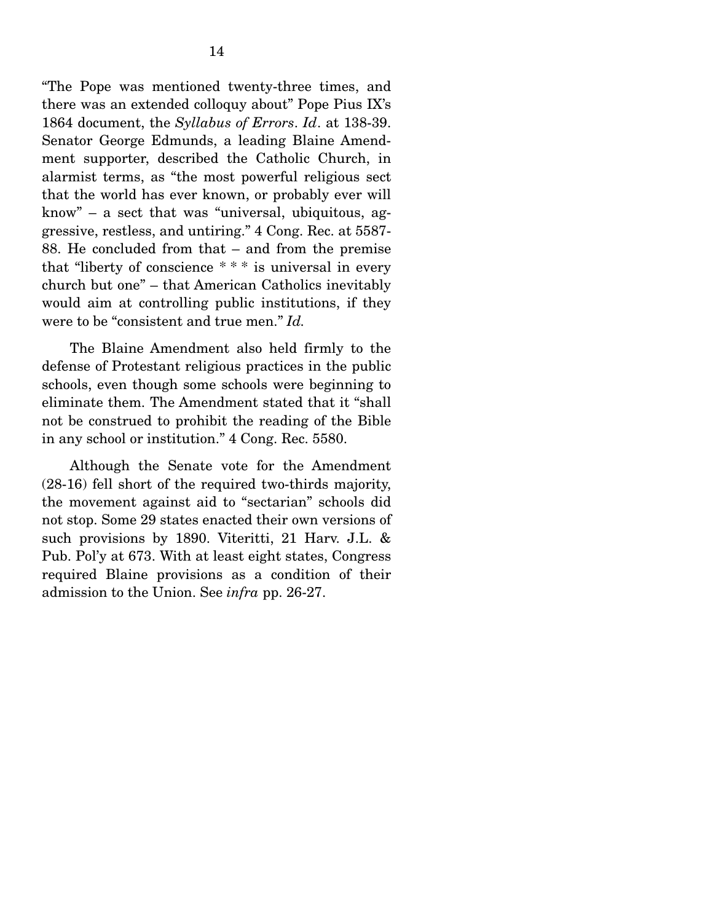"The Pope was mentioned twenty-three times, and there was an extended colloquy about" Pope Pius IX's 1864 document, the *Syllabus of Errors*. *Id*. at 138-39. Senator George Edmunds, a leading Blaine Amendment supporter, described the Catholic Church, in alarmist terms, as "the most powerful religious sect that the world has ever known, or probably ever will know" – a sect that was "universal, ubiquitous, aggressive, restless, and untiring." 4 Cong. Rec. at 5587-88. He concluded from that – and from the premise that "liberty of conscience * * * is universal in every church but one" – that American Catholics inevitably would aim at controlling public institutions, if they were to be "consistent and true men." *Id.*

The Blaine Amendment also held firmly to the defense of Protestant religious practices in the public schools, even though some schools were beginning to eliminate them. The Amendment stated that it "shall not be construed to prohibit the reading of the Bible in any school or institution." 4 Cong. Rec. 5580.

Although the Senate vote for the Amendment (28-16) fell short of the required two-thirds majority, the movement against aid to "sectarian" schools did not stop. Some 29 states enacted their own versions of such provisions by 1890. Viteritti, 21 Harv. J.L. & Pub. Pol'y at 673. With at least eight states, Congress required Blaine provisions as a condition of their admission to the Union. See *infra* pp. 26-27.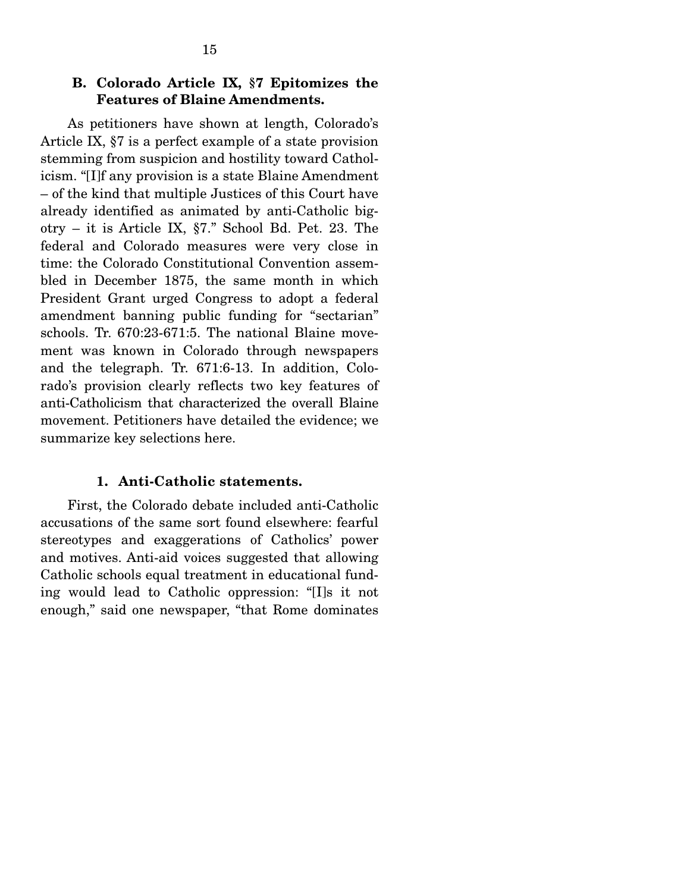### B. Colorado Article IX, §7 Epitomizes the Features of Blaine Amendments.

As petitioners have shown at length, Colorado's Article IX, §7 is a perfect example of a state provision stemming from suspicion and hostility toward Catholicism. "[I]f any provision is a state Blaine Amendment – of the kind that multiple Justices of this Court have already identified as animated by anti-Catholic bigotry – it is Article IX, §7." School Bd. Pet. 23. The federal and Colorado measures were very close in time: the Colorado Constitutional Convention assembled in December 1875, the same month in which President Grant urged Congress to adopt a federal amendment banning public funding for "sectarian" schools. Tr. 670:23-671:5. The national Blaine movement was known in Colorado through newspapers and the telegraph. Tr. 671:6-13. In addition, Colorado's provision clearly reflects two key features of anti-Catholicism that characterized the overall Blaine movement. Petitioners have detailed the evidence; we summarize key selections here.

#### 1. Anti-Catholic statements.

First, the Colorado debate included anti-Catholic accusations of the same sort found elsewhere: fearful stereotypes and exaggerations of Catholics' power and motives. Anti-aid voices suggested that allowing Catholic schools equal treatment in educational funding would lead to Catholic oppression: "[I]s it not enough," said one newspaper, "that Rome dominates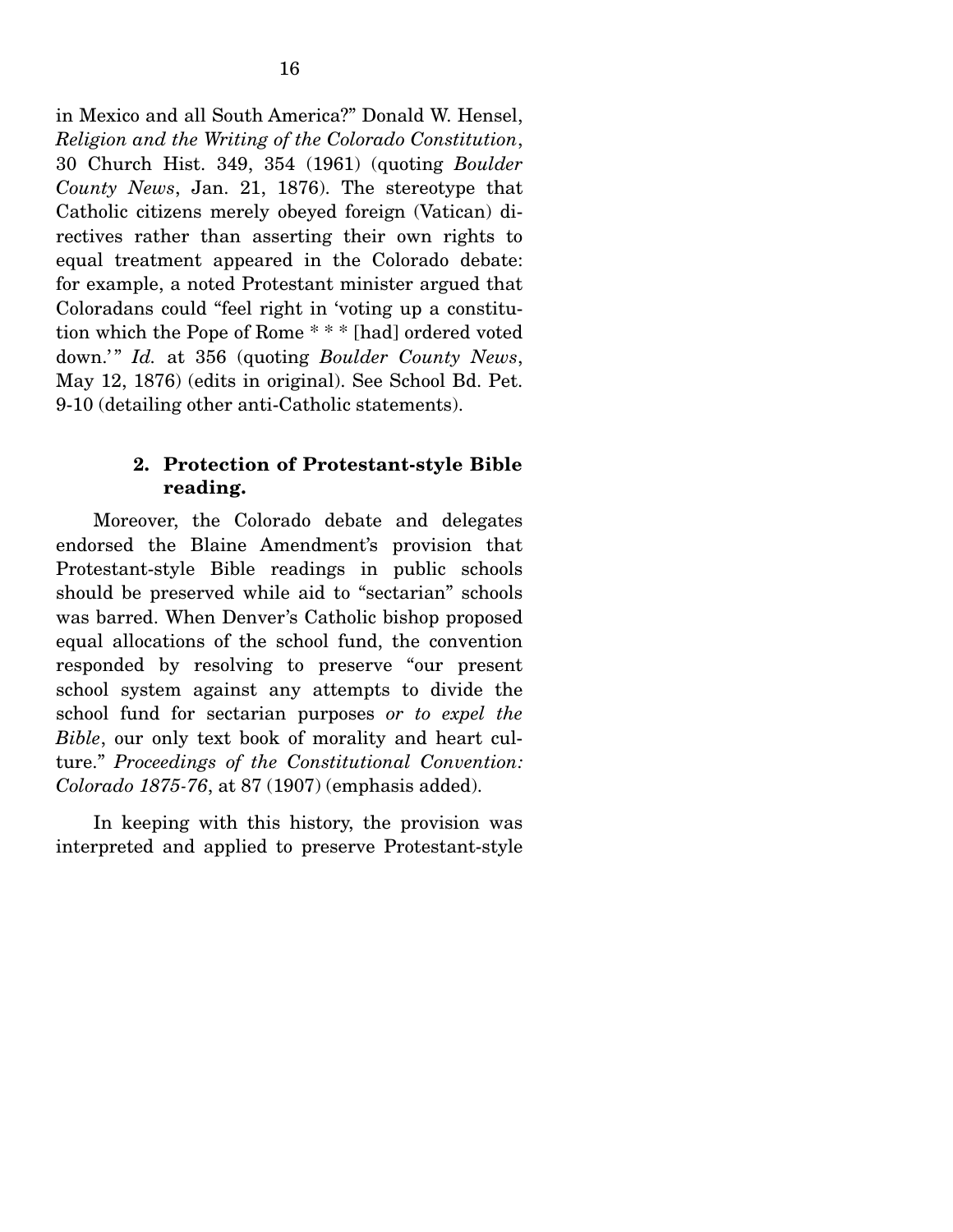in Mexico and all South America?" Donald W. Hensel, *Religion and the Writing of the Colorado Constitution*, 30 Church Hist. 349, 354 (1961) (quoting *Boulder County News*, Jan. 21, 1876). The stereotype that Catholic citizens merely obeyed foreign (Vatican) directives rather than asserting their own rights to equal treatment appeared in the Colorado debate: for example, a noted Protestant minister argued that Coloradans could "feel right in 'voting up a constitution which the Pope of Rome * * * [had] ordered voted down.'" *Id.* at 356 (quoting *Boulder County News*, May 12, 1876) (edits in original). See School Bd. Pet. 9-10 (detailing other anti-Catholic statements).

### 2. Protection of Protestant-style Bible reading.

Moreover, the Colorado debate and delegates endorsed the Blaine Amendment's provision that Protestant-style Bible readings in public schools should be preserved while aid to "sectarian" schools was barred. When Denver's Catholic bishop proposed equal allocations of the school fund, the convention responded by resolving to preserve "our present school system against any attempts to divide the school fund for sectarian purposes *or to expel the Bible*, our only text book of morality and heart culture." *Proceedings of the Constitutional Convention: Colorado 1875-76*, at 87 (1907) (emphasis added).

In keeping with this history, the provision was interpreted and applied to preserve Protestant-style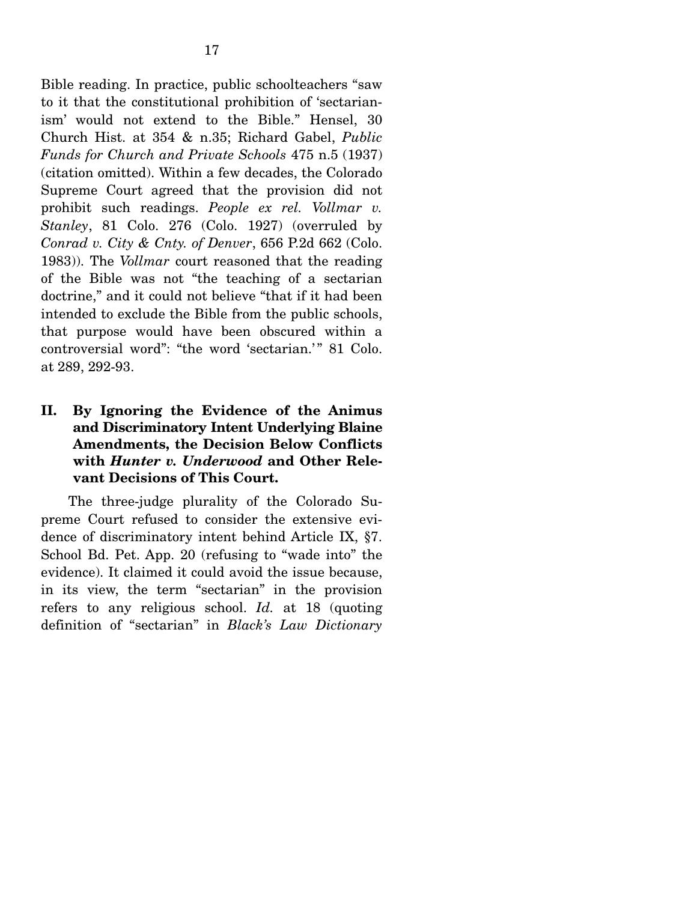Bible reading. In practice, public schoolteachers "saw to it that the constitutional prohibition of 'sectarianism' would not extend to the Bible." Hensel, 30 Church Hist. at 354 & n.35; Richard Gabel, *Public Funds for Church and Private Schools* 475 n.5 (1937) (citation omitted). Within a few decades, the Colorado Supreme Court agreed that the provision did not prohibit such readings. *People ex rel. Vollmar v. Stanley*, 81 Colo. 276 (Colo. 1927) (overruled by *Conrad v. City & Cnty. of Denver*, 656 P.2d 662 (Colo. 1983)). The *Vollmar* court reasoned that the reading of the Bible was not "the teaching of a sectarian doctrine," and it could not believe "that if it had been intended to exclude the Bible from the public schools, that purpose would have been obscured within a controversial word": "the word 'sectarian.'" 81 Colo. at 289, 292-93.

## II. By Ignoring the Evidence of the Animus and Discriminatory Intent Underlying Blaine Amendments, the Decision Below Conflicts with *Hunter v. Underwood* and Other Relevant Decisions of This Court.

The three-judge plurality of the Colorado Supreme Court refused to consider the extensive evidence of discriminatory intent behind Article IX, §7. School Bd. Pet. App. 20 (refusing to "wade into" the evidence). It claimed it could avoid the issue because, in its view, the term "sectarian" in the provision refers to any religious school. *Id.* at 18 (quoting definition of "sectarian" in *Black's Law Dictionary*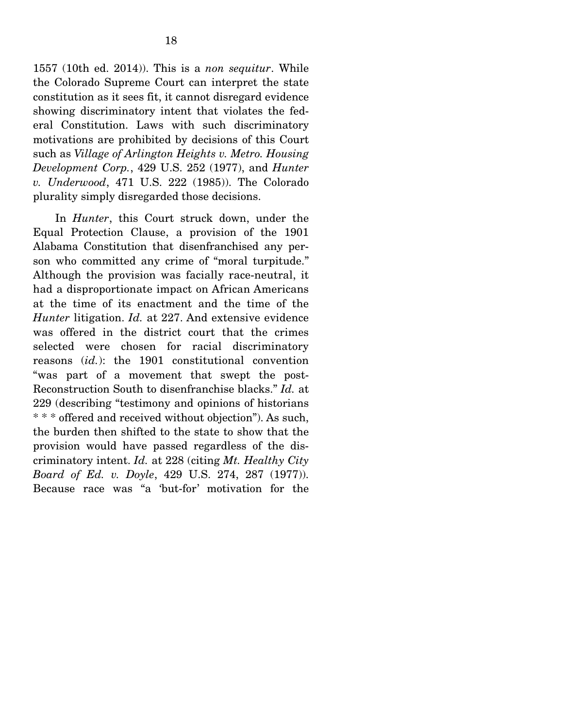1557 (10th ed. 2014)). This is a *non sequitur*. While the Colorado Supreme Court can interpret the state constitution as it sees fit, it cannot disregard evidence showing discriminatory intent that violates the federal Constitution. Laws with such discriminatory motivations are prohibited by decisions of this Court such as *Village of Arlington Heights v. Metro. Housing Development Corp.*, 429 U.S. 252 (1977), and *Hunter v. Underwood*, 471 U.S. 222 (1985)). The Colorado plurality simply disregarded those decisions.

In *Hunter*, this Court struck down, under the Equal Protection Clause, a provision of the 1901 Alabama Constitution that disenfranchised any person who committed any crime of "moral turpitude." Although the provision was facially race-neutral, it had a disproportionate impact on African Americans at the time of its enactment and the time of the *Hunter* litigation. *Id.* at 227. And extensive evidence was offered in the district court that the crimes selected were chosen for racial discriminatory reasons (*id.*): the 1901 constitutional convention "was part of a movement that swept the post-Reconstruction South to disenfranchise blacks." *Id.* at 229 (describing "testimony and opinions of historians * * * offered and received without objection"). As such, the burden then shifted to the state to show that the provision would have passed regardless of the discriminatory intent. *Id.* at 228 (citing *Mt. Healthy City Board of Ed. v. Doyle*, 429 U.S. 274, 287 (1977)). Because race was "a 'but-for' motivation for the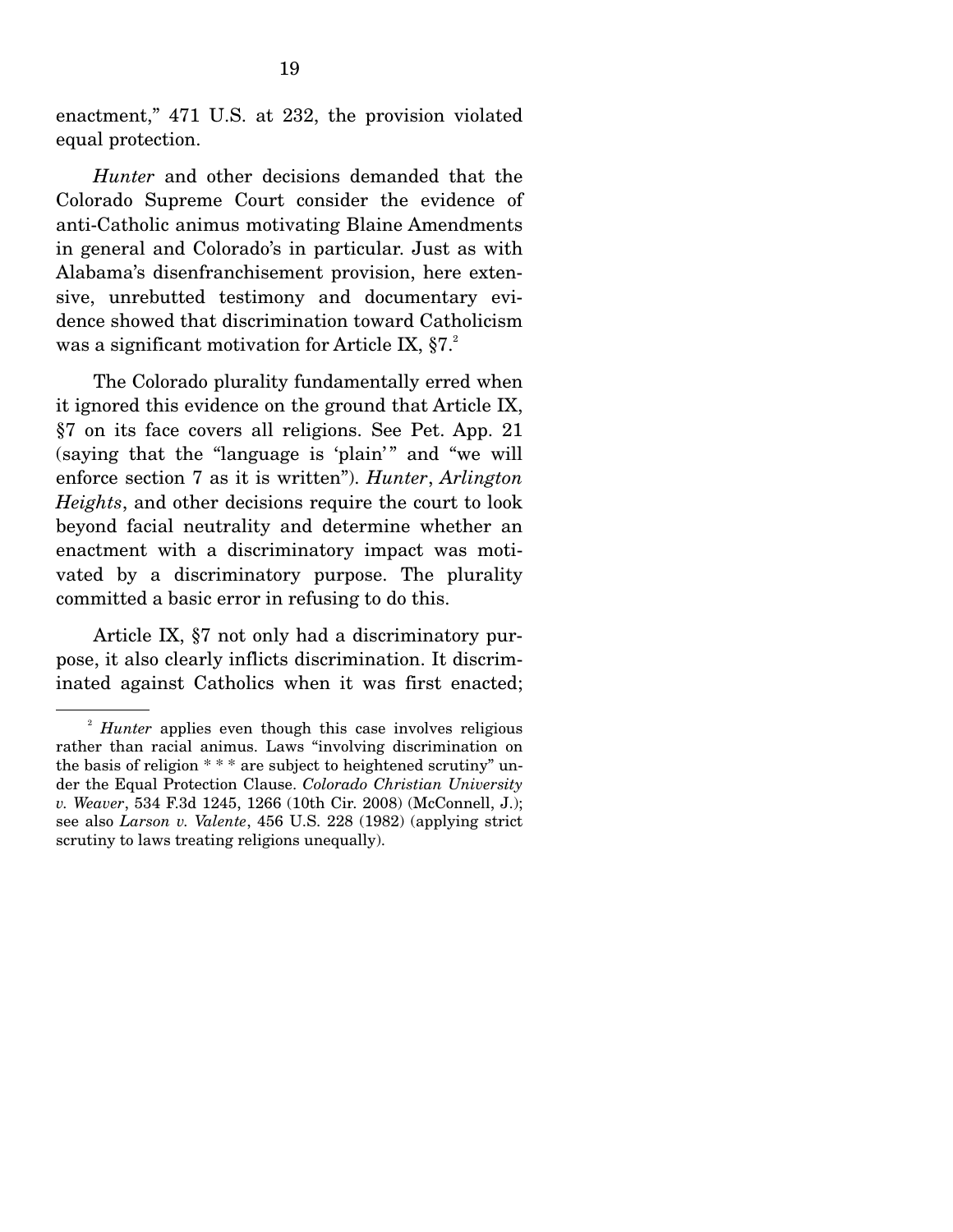enactment," 471 U.S. at 232, the provision violated equal protection.

*Hunter* and other decisions demanded that the Colorado Supreme Court consider the evidence of anti-Catholic animus motivating Blaine Amendments in general and Colorado's in particular. Just as with Alabama's disenfranchisement provision, here extensive, unrebutted testimony and documentary evidence showed that discrimination toward Catholicism was a significant motivation for Article IX, §7.[2]

The Colorado plurality fundamentally erred when it ignored this evidence on the ground that Article IX, §7 on its face covers all religions. See Pet. App. 21 (saying that the "language is 'plain'" and "we will enforce section 7 as it is written"). *Hunter*, *Arlington Heights*, and other decisions require the court to look beyond facial neutrality and determine whether an enactment with a discriminatory impact was motivated by a discriminatory purpose. The plurality committed a basic error in refusing to do this.

Article IX, §7 not only had a discriminatory purpose, it also clearly inflicts discrimination. It discriminated against Catholics when it was first enacted;

---

[2] *Hunter* applies even though this case involves religious rather than racial animus. Laws "involving discrimination on the basis of religion * * * are subject to heightened scrutiny" under the Equal Protection Clause. *Colorado Christian University v. Weaver*, 534 F.3d 1245, 1266 (10th Cir. 2008) (McConnell, J.); see also *Larson v. Valente*, 456 U.S. 228 (1982) (applying strict scrutiny to laws treating religions unequally).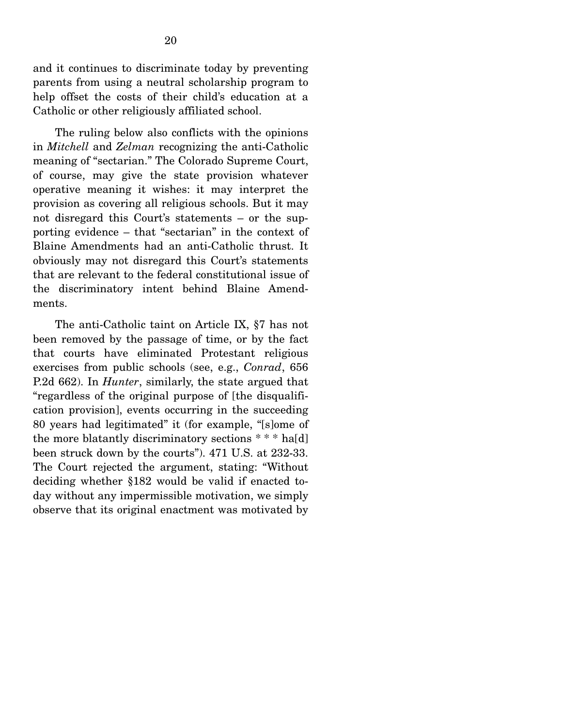and it continues to discriminate today by preventing parents from using a neutral scholarship program to help offset the costs of their child's education at a Catholic or other religiously affiliated school.

The ruling below also conflicts with the opinions in *Mitchell* and *Zelman* recognizing the anti-Catholic meaning of "sectarian." The Colorado Supreme Court, of course, may give the state provision whatever operative meaning it wishes: it may interpret the provision as covering all religious schools. But it may not disregard this Court's statements – or the supporting evidence – that "sectarian" in the context of Blaine Amendments had an anti-Catholic thrust. It obviously may not disregard this Court's statements that are relevant to the federal constitutional issue of the discriminatory intent behind Blaine Amendments.

The anti-Catholic taint on Article IX, §7 has not been removed by the passage of time, or by the fact that courts have eliminated Protestant religious exercises from public schools (see, e.g., *Conrad*, 656 P.2d 662). In *Hunter*, similarly, the state argued that "regardless of the original purpose of [the disqualification provision], events occurring in the succeeding 80 years had legitimated" it (for example, "[s]ome of the more blatantly discriminatory sections * * * ha[d] been struck down by the courts"). 471 U.S. at 232-33. The Court rejected the argument, stating: "Without deciding whether §182 would be valid if enacted today without any impermissible motivation, we simply observe that its original enactment was motivated by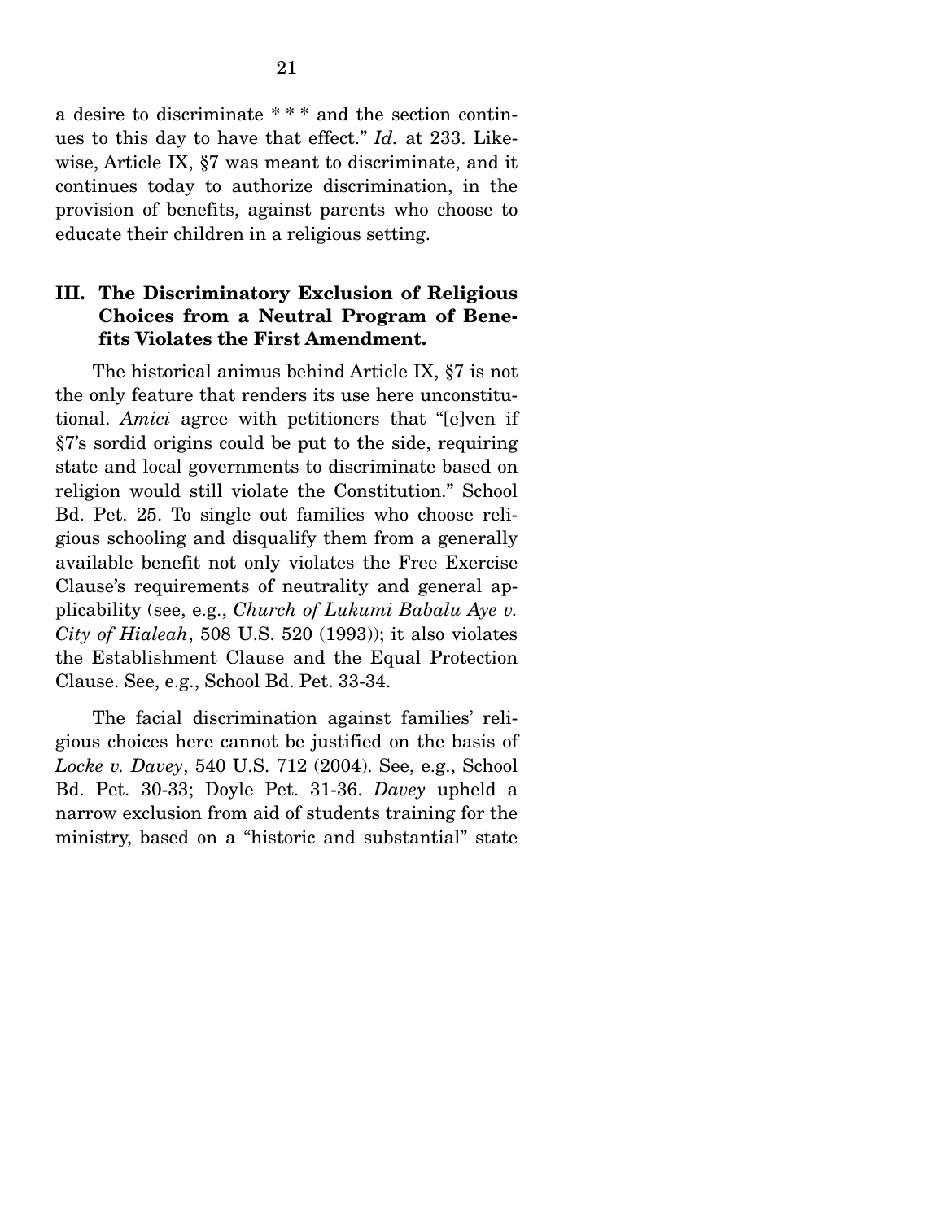a desire to discriminate * * * and the section continues to this day to have that effect." *Id.* at 233. Likewise, Article IX, §7 was meant to discriminate, and it continues today to authorize discrimination, in the provision of benefits, against parents who choose to educate their children in a religious setting.

### III. The Discriminatory Exclusion of Religious Choices from a Neutral Program of Benefits Violates the First Amendment.

The historical animus behind Article IX, §7 is not the only feature that renders its use here unconstitutional. *Amici* agree with petitioners that "[e]ven if §7's sordid origins could be put to the side, requiring state and local governments to discriminate based on religion would still violate the Constitution." School Bd. Pet. 25. To single out families who choose religious schooling and disqualify them from a generally available benefit not only violates the Free Exercise Clause's requirements of neutrality and general applicability (see, e.g., *Church of Lukumi Babalu Aye v. City of Hialeah*, 508 U.S. 520 (1993)); it also violates the Establishment Clause and the Equal Protection Clause. See, e.g., School Bd. Pet. 33-34.

The facial discrimination against families' religious choices here cannot be justified on the basis of *Locke v. Davey*, 540 U.S. 712 (2004). See, e.g., School Bd. Pet. 30-33; Doyle Pet. 31-36. *Davey* upheld a narrow exclusion from aid of students training for the ministry, based on a "historic and substantial" state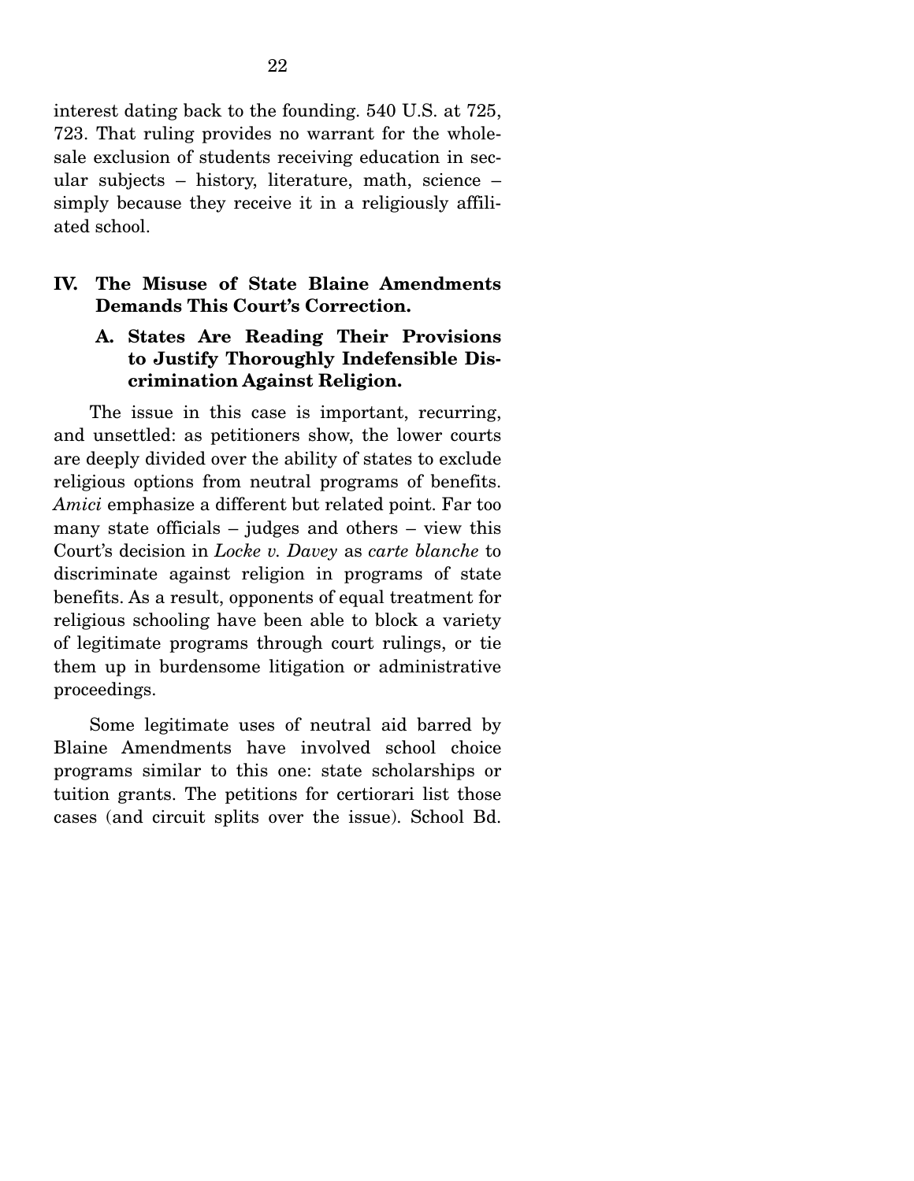interest dating back to the founding. 540 U.S. at 725, 723. That ruling provides no warrant for the wholesale exclusion of students receiving education in secular subjects – history, literature, math, science – simply because they receive it in a religiously affiliated school.

## IV. The Misuse of State Blaine Amendments Demands This Court's Correction.

### A. States Are Reading Their Provisions to Justify Thoroughly Indefensible Discrimination Against Religion.

The issue in this case is important, recurring, and unsettled: as petitioners show, the lower courts are deeply divided over the ability of states to exclude religious options from neutral programs of benefits. *Amici* emphasize a different but related point. Far too many state officials – judges and others – view this Court's decision in *Locke v. Davey* as *carte blanche* to discriminate against religion in programs of state benefits. As a result, opponents of equal treatment for religious schooling have been able to block a variety of legitimate programs through court rulings, or tie them up in burdensome litigation or administrative proceedings.

Some legitimate uses of neutral aid barred by Blaine Amendments have involved school choice programs similar to this one: state scholarships or tuition grants. The petitions for certiorari list those cases (and circuit splits over the issue). School Bd.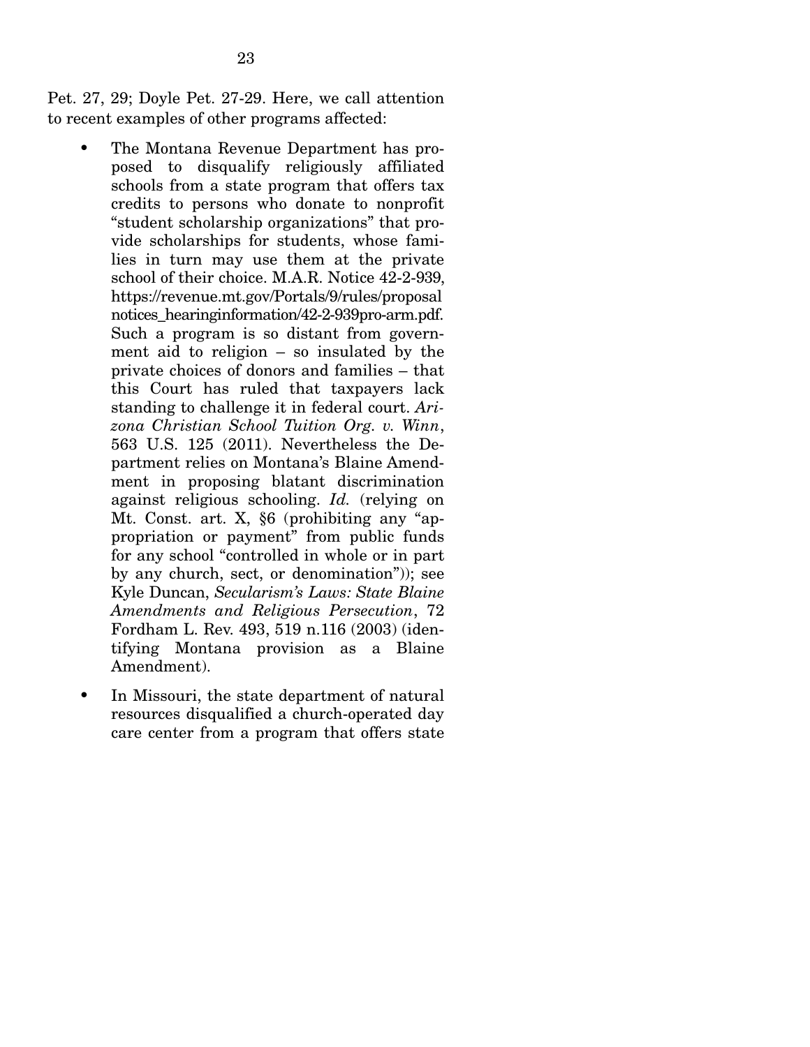Pet. 27, 29; Doyle Pet. 27-29. Here, we call attention to recent examples of other programs affected:

- The Montana Revenue Department has proposed to disqualify religiously affiliated schools from a state program that offers tax credits to persons who donate to nonprofit "student scholarship organizations" that provide scholarships for students, whose families in turn may use them at the private school of their choice. M.A.R. Notice 42-2-939, https://revenue.mt.gov/Portals/9/rules/proposalnotices_hearinginformation/42-2-939pro-arm.pdf. Such a program is so distant from government aid to religion – so insulated by the private choices of donors and families – that this Court has ruled that taxpayers lack standing to challenge it in federal court. *Arizona Christian School Tuition Org. v. Winn*, 563 U.S. 125 (2011). Nevertheless the Department relies on Montana's Blaine Amendment in proposing blatant discrimination against religious schooling. *Id.* (relying on Mt. Const. art. X, §6 (prohibiting any "appropriation or payment" from public funds for any school "controlled in whole or in part by any church, sect, or denomination")); see Kyle Duncan, *Secularism's Laws: State Blaine Amendments and Religious Persecution*, 72 Fordham L. Rev. 493, 519 n.116 (2003) (identifying Montana provision as a Blaine Amendment).

- In Missouri, the state department of natural resources disqualified a church-operated day care center from a program that offers state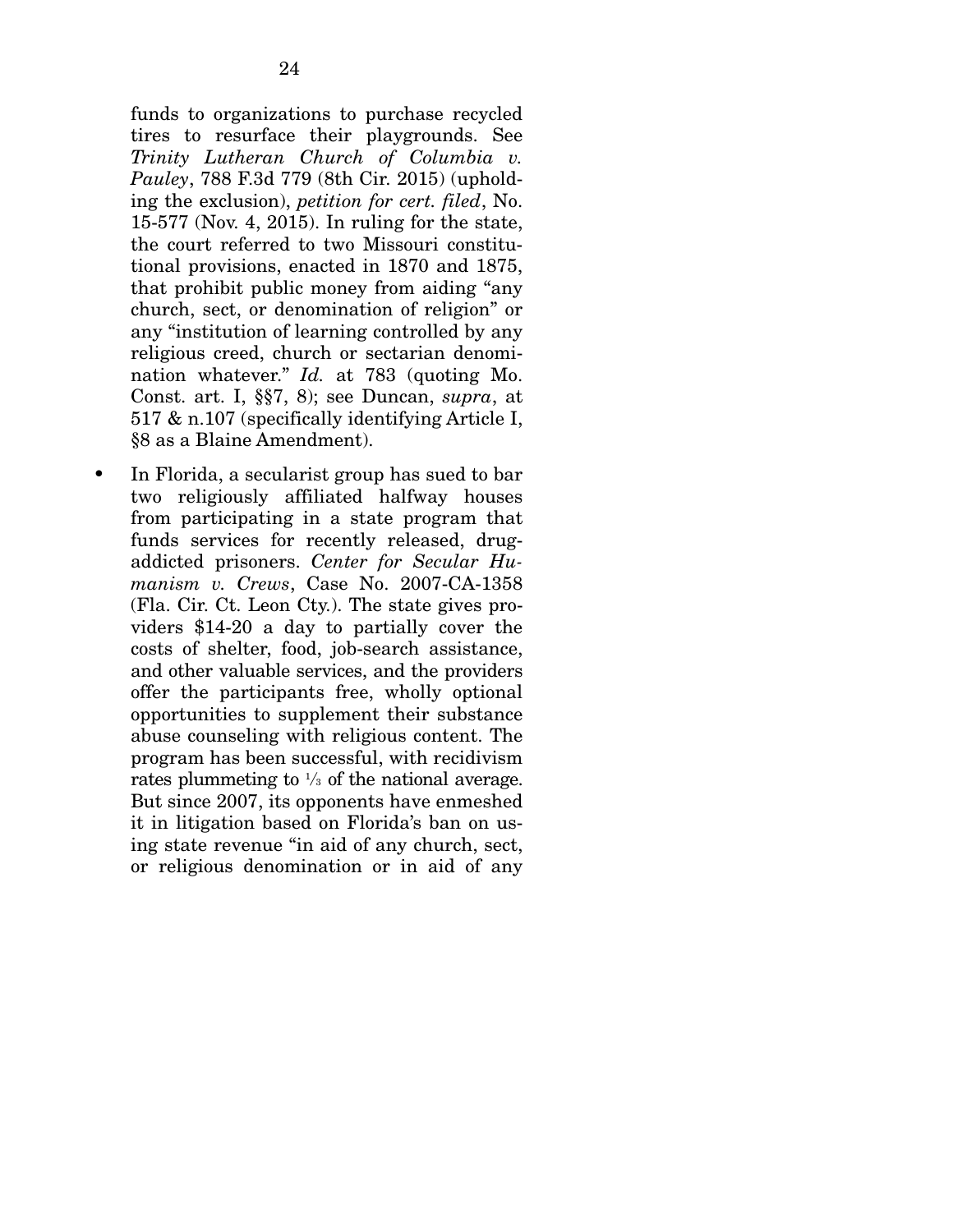funds to organizations to purchase recycled tires to resurface their playgrounds. See *Trinity Lutheran Church of Columbia v. Pauley*, 788 F.3d 779 (8th Cir. 2015) (upholding the exclusion), *petition for cert. filed*, No. 15-577 (Nov. 4, 2015). In ruling for the state, the court referred to two Missouri constitutional provisions, enacted in 1870 and 1875, that prohibit public money from aiding "any church, sect, or denomination of religion" or any "institution of learning controlled by any religious creed, church or sectarian denomination whatever." *Id.* at 783 (quoting Mo. Const. art. I, §§7, 8); see Duncan, *supra*, at 517 & n.107 (specifically identifying Article I, §8 as a Blaine Amendment).

- In Florida, a secularist group has sued to bar two religiously affiliated halfway houses from participating in a state program that funds services for recently released, drug-addicted prisoners. *Center for Secular Humanism v. Crews*, Case No. 2007-CA-1358 (Fla. Cir. Ct. Leon Cty.). The state gives providers $14-20 a day to partially cover the costs of shelter, food, job-search assistance, and other valuable services, and the providers offer the participants free, wholly optional opportunities to supplement their substance abuse counseling with religious content. The program has been successful, with recidivism rates plummeting to ⅓ of the national average. But since 2007, its opponents have enmeshed it in litigation based on Florida's ban on using state revenue "in aid of any church, sect, or religious denomination or in aid of any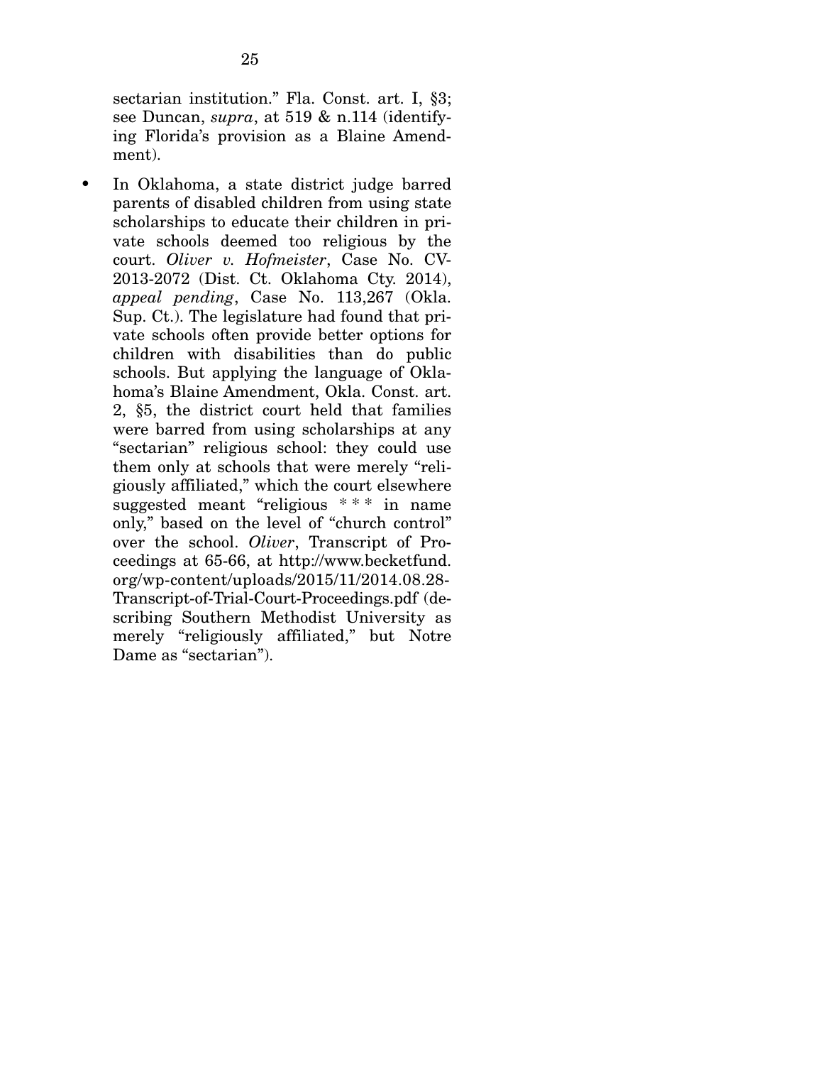sectarian institution." Fla. Const. art. I, §3; see Duncan, *supra*, at 519 & n.114 (identifying Florida's provision as a Blaine Amendment).

- In Oklahoma, a state district judge barred parents of disabled children from using state scholarships to educate their children in private schools deemed too religious by the court. *Oliver v. Hofmeister*, Case No. CV-2013-2072 (Dist. Ct. Oklahoma Cty. 2014), *appeal pending*, Case No. 113,267 (Okla. Sup. Ct.). The legislature had found that private schools often provide better options for children with disabilities than do public schools. But applying the language of Oklahoma's Blaine Amendment, Okla. Const. art. 2, §5, the district court held that families were barred from using scholarships at any "sectarian" religious school: they could use them only at schools that were merely "religiously affiliated," which the court elsewhere suggested meant "religious * * * in name only," based on the level of "church control" over the school. *Oliver*, Transcript of Proceedings at 65-66, at http://www.becketfund.org/wp-content/uploads/2015/11/2014.08.28-Transcript-of-Trial-Court-Proceedings.pdf (describing Southern Methodist University as merely "religiously affiliated," but Notre Dame as "sectarian").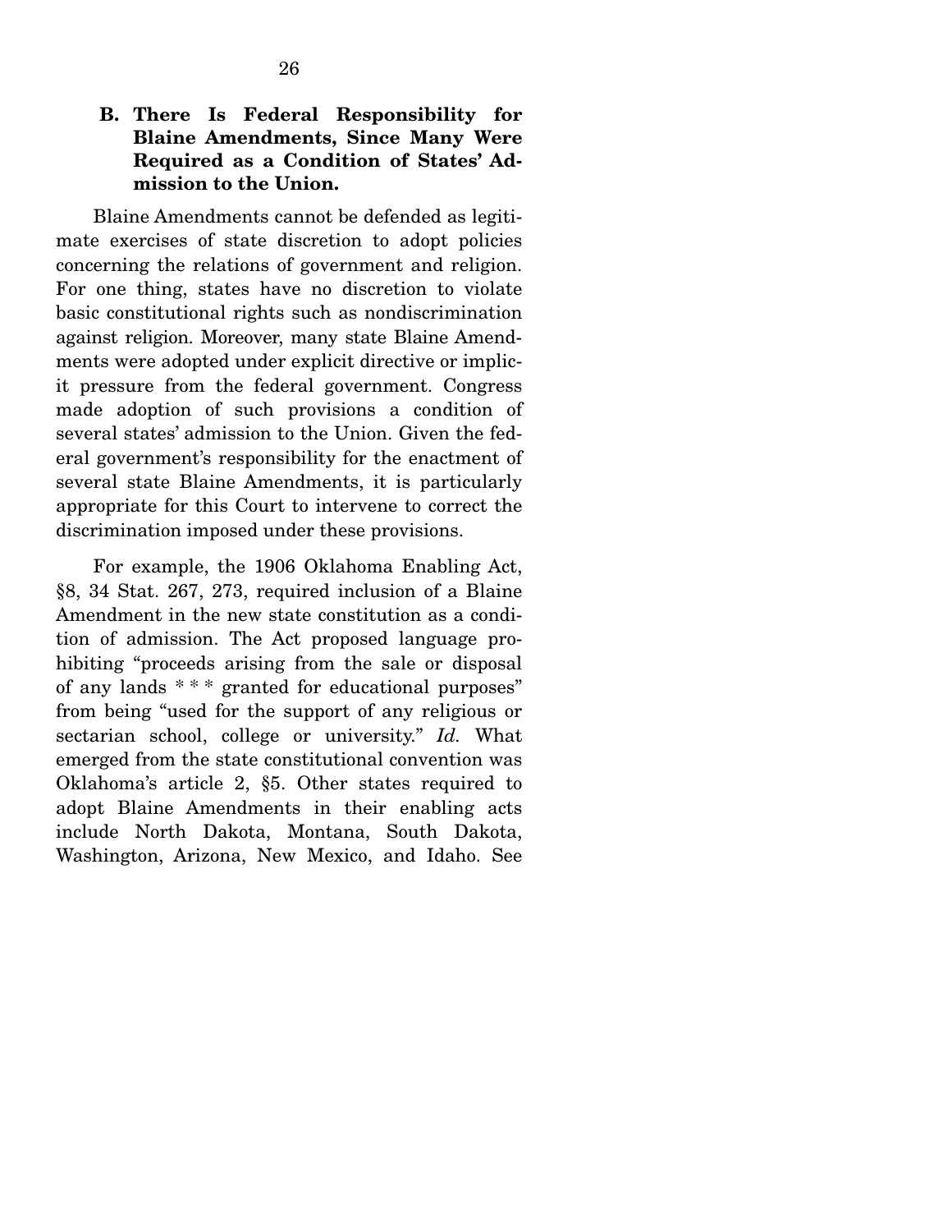### B. There Is Federal Responsibility for Blaine Amendments, Since Many Were Required as a Condition of States' Admission to the Union.

Blaine Amendments cannot be defended as legitimate exercises of state discretion to adopt policies concerning the relations of government and religion. For one thing, states have no discretion to violate basic constitutional rights such as nondiscrimination against religion. Moreover, many state Blaine Amendments were adopted under explicit directive or implicit pressure from the federal government. Congress made adoption of such provisions a condition of several states' admission to the Union. Given the federal government's responsibility for the enactment of several state Blaine Amendments, it is particularly appropriate for this Court to intervene to correct the discrimination imposed under these provisions.

For example, the 1906 Oklahoma Enabling Act, §8, 34 Stat. 267, 273, required inclusion of a Blaine Amendment in the new state constitution as a condition of admission. The Act proposed language prohibiting "proceeds arising from the sale or disposal of any lands * * * granted for educational purposes" from being "used for the support of any religious or sectarian school, college or university." *Id.* What emerged from the state constitutional convention was Oklahoma's article 2, §5. Other states required to adopt Blaine Amendments in their enabling acts include North Dakota, Montana, South Dakota, Washington, Arizona, New Mexico, and Idaho. See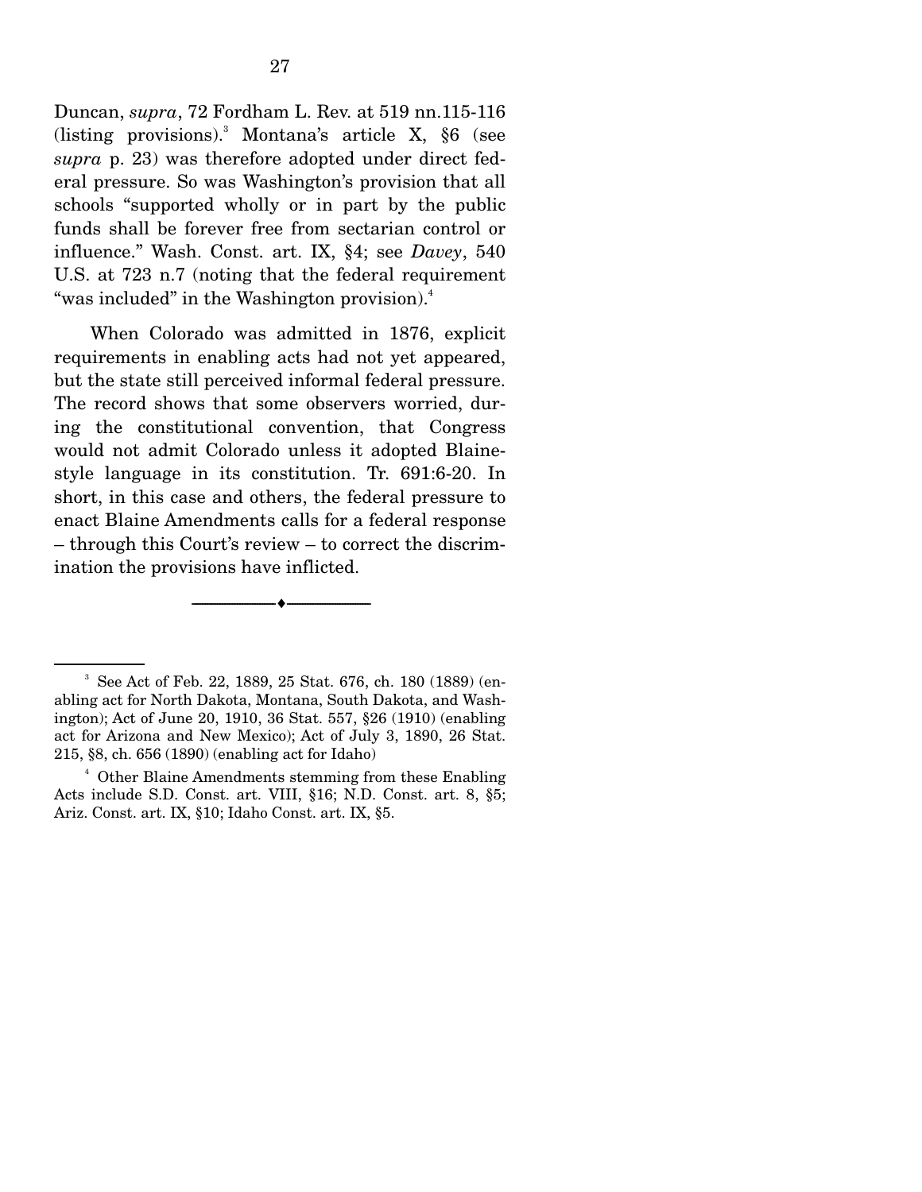Duncan, *supra*, 72 Fordham L. Rev. at 519 nn.115-116 (listing provisions).[3] Montana's article X, §6 (see *supra* p. 23) was therefore adopted under direct federal pressure. So was Washington's provision that all schools "supported wholly or in part by the public funds shall be forever free from sectarian control or influence." Wash. Const. art. IX, §4; see *Davey*, 540 U.S. at 723 n.7 (noting that the federal requirement "was included" in the Washington provision).[4]

When Colorado was admitted in 1876, explicit requirements in enabling acts had not yet appeared, but the state still perceived informal federal pressure. The record shows that some observers worried, during the constitutional convention, that Congress would not admit Colorado unless it adopted Blaine-style language in its constitution. Tr. 691:6-20. In short, in this case and others, the federal pressure to enact Blaine Amendments calls for a federal response – through this Court's review – to correct the discrimination the provisions have inflicted.

---

[3] See Act of Feb. 22, 1889, 25 Stat. 676, ch. 180 (1889) (enabling act for North Dakota, Montana, South Dakota, and Washington); Act of June 20, 1910, 36 Stat. 557, §26 (1910) (enabling act for Arizona and New Mexico); Act of July 3, 1890, 26 Stat. 215, §8, ch. 656 (1890) (enabling act for Idaho)

[4] Other Blaine Amendments stemming from these Enabling Acts include S.D. Const. art. VIII, §16; N.D. Const. art. 8, §5; Ariz. Const. art. IX, §10; Idaho Const. art. IX, §5.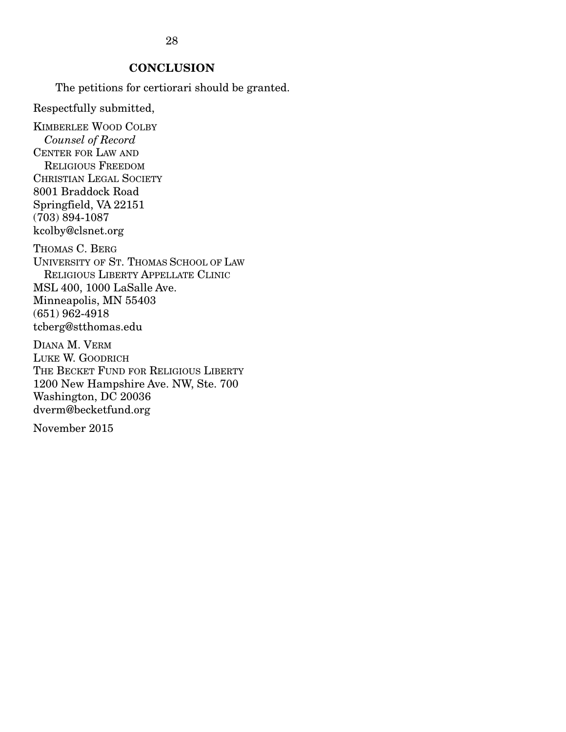## CONCLUSION

The petitions for certiorari should be granted.

Respectfully submitted,

KIMBERLEE WOOD COLBY
*Counsel of Record*
CENTER FOR LAW AND
RELIGIOUS FREEDOM
CHRISTIAN LEGAL SOCIETY
8001 Braddock Road
Springfield, VA 22151
(703) 894-1087
kcolby@clsnet.org

THOMAS C. BERG
UNIVERSITY OF ST. THOMAS SCHOOL OF LAW
RELIGIOUS LIBERTY APPELLATE CLINIC
MSL 400, 1000 LaSalle Ave.
Minneapolis, MN 55403
(651) 962-4918
tcberg@stthomas.edu

DIANA M. VERM
LUKE W. GOODRICH
THE BECKET FUND FOR RELIGIOUS LIBERTY
1200 New Hampshire Ave. NW, Ste. 700
Washington, DC 20036
dverm@becketfund.org

November 2015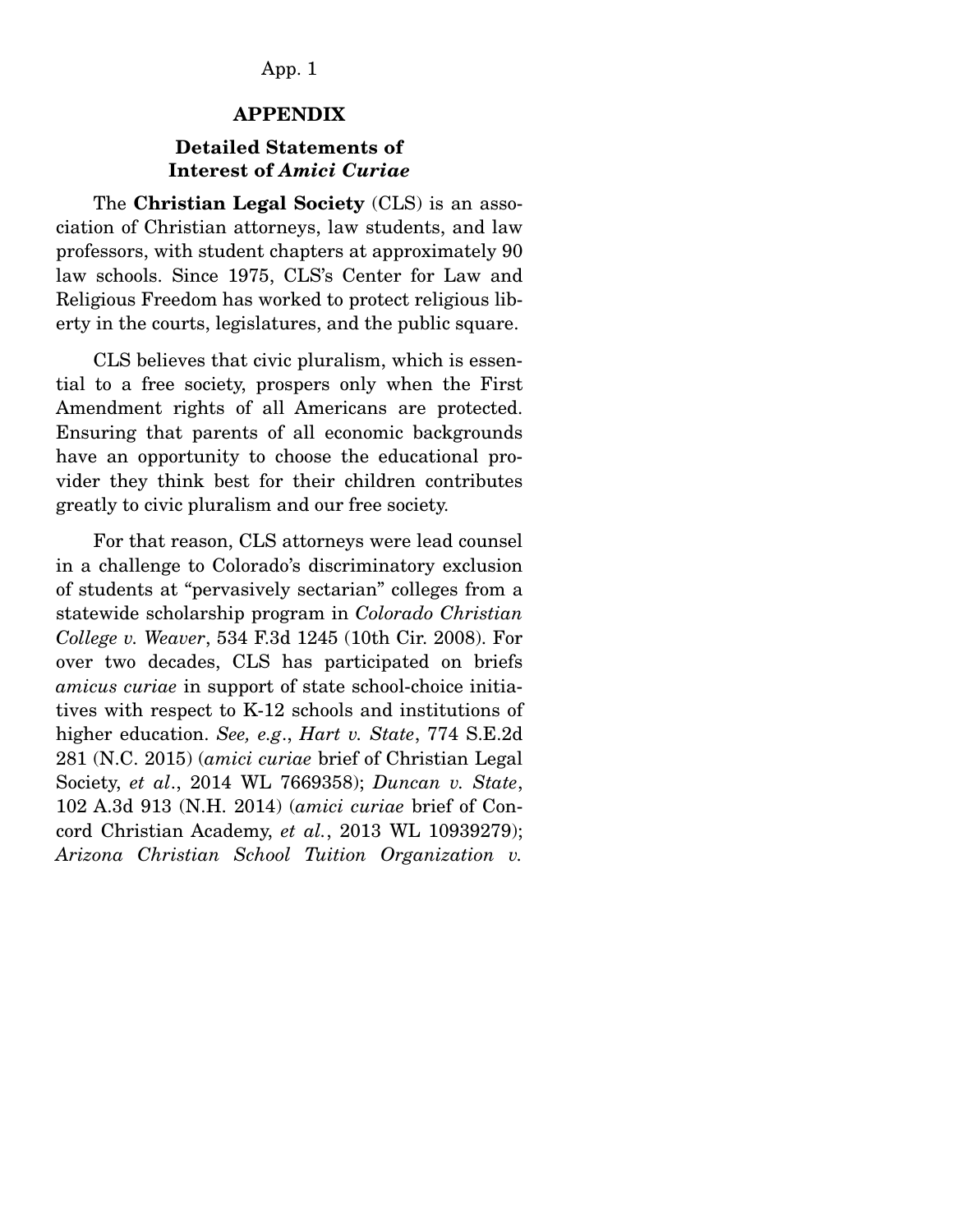## APPENDIX

### Detailed Statements of Interest of *Amici Curiae*

The **Christian Legal Society** (CLS) is an association of Christian attorneys, law students, and law professors, with student chapters at approximately 90 law schools. Since 1975, CLS's Center for Law and Religious Freedom has worked to protect religious liberty in the courts, legislatures, and the public square.

CLS believes that civic pluralism, which is essential to a free society, prospers only when the First Amendment rights of all Americans are protected. Ensuring that parents of all economic backgrounds have an opportunity to choose the educational provider they think best for their children contributes greatly to civic pluralism and our free society.

For that reason, CLS attorneys were lead counsel in a challenge to Colorado's discriminatory exclusion of students at "pervasively sectarian" colleges from a statewide scholarship program in *Colorado Christian College v. Weaver*, 534 F.3d 1245 (10th Cir. 2008). For over two decades, CLS has participated on briefs *amicus curiae* in support of state school-choice initiatives with respect to K-12 schools and institutions of higher education. *See, e.g.*, *Hart v. State*, 774 S.E.2d 281 (N.C. 2015) (*amici curiae* brief of Christian Legal Society, *et al.*, 2014 WL 7669358); *Duncan v. State*, 102 A.3d 913 (N.H. 2014) (*amici curiae* brief of Concord Christian Academy, *et al.*, 2013 WL 10939279); *Arizona Christian School Tuition Organization v.*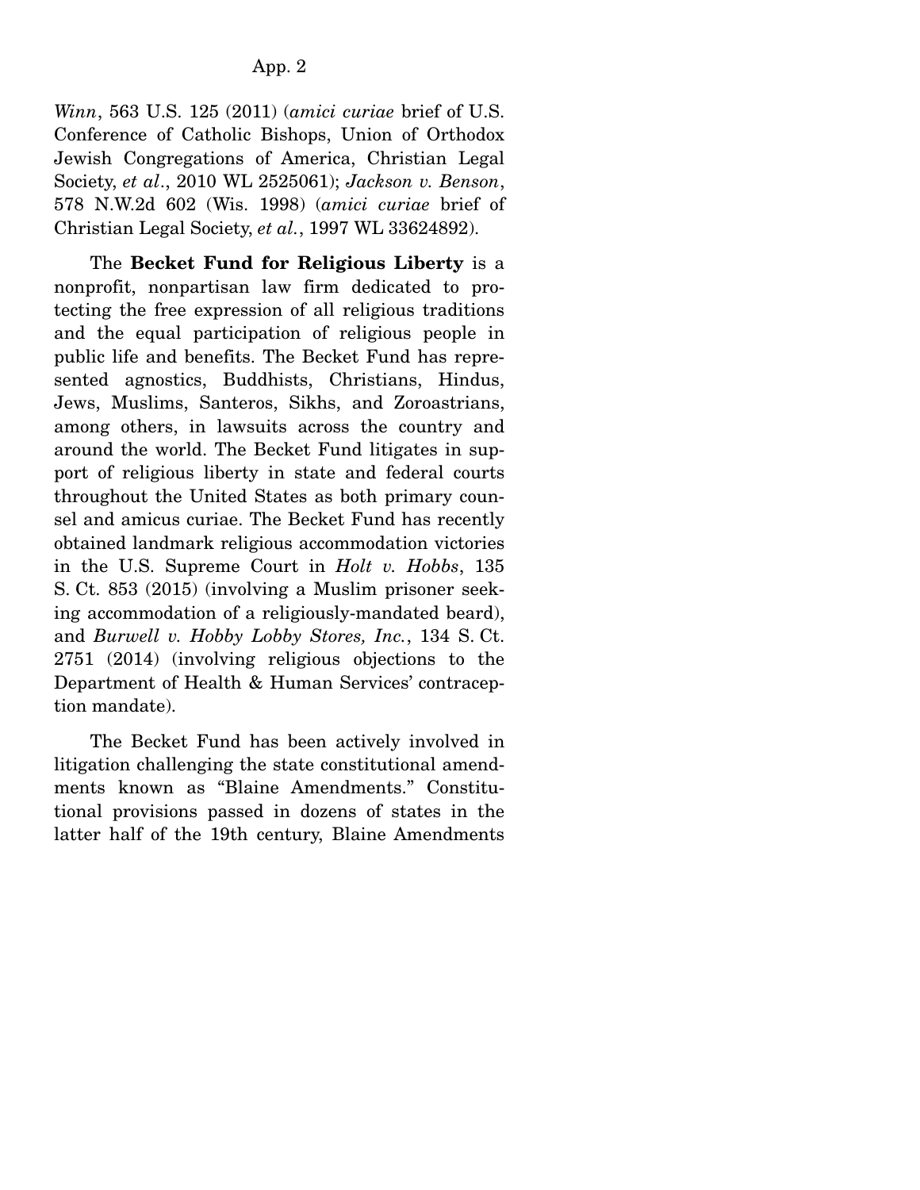*Winn*, 563 U.S. 125 (2011) (*amici curiae* brief of U.S. Conference of Catholic Bishops, Union of Orthodox Jewish Congregations of America, Christian Legal Society, *et al*., 2010 WL 2525061); *Jackson v. Benson*, 578 N.W.2d 602 (Wis. 1998) (*amici curiae* brief of Christian Legal Society, *et al.*, 1997 WL 33624892).

The **Becket Fund for Religious Liberty** is a nonprofit, nonpartisan law firm dedicated to protecting the free expression of all religious traditions and the equal participation of religious people in public life and benefits. The Becket Fund has represented agnostics, Buddhists, Christians, Hindus, Jews, Muslims, Santeros, Sikhs, and Zoroastrians, among others, in lawsuits across the country and around the world. The Becket Fund litigates in support of religious liberty in state and federal courts throughout the United States as both primary counsel and amicus curiae. The Becket Fund has recently obtained landmark religious accommodation victories in the U.S. Supreme Court in *Holt v. Hobbs*, 135 S. Ct. 853 (2015) (involving a Muslim prisoner seeking accommodation of a religiously-mandated beard), and *Burwell v. Hobby Lobby Stores, Inc.*, 134 S. Ct. 2751 (2014) (involving religious objections to the Department of Health & Human Services' contraception mandate).

The Becket Fund has been actively involved in litigation challenging the state constitutional amendments known as "Blaine Amendments." Constitutional provisions passed in dozens of states in the latter half of the 19th century, Blaine Amendments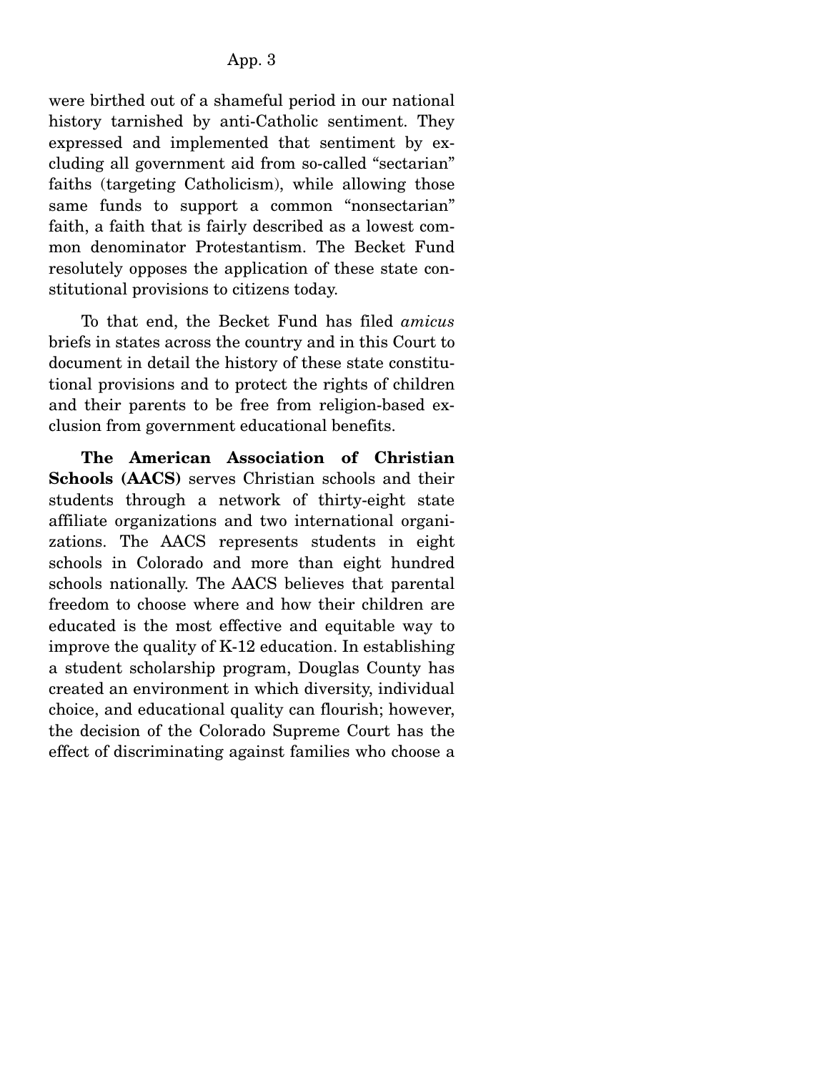were birthed out of a shameful period in our national history tarnished by anti-Catholic sentiment. They expressed and implemented that sentiment by excluding all government aid from so-called "sectarian" faiths (targeting Catholicism), while allowing those same funds to support a common "nonsectarian" faith, a faith that is fairly described as a lowest common denominator Protestantism. The Becket Fund resolutely opposes the application of these state constitutional provisions to citizens today.

To that end, the Becket Fund has filed *amicus* briefs in states across the country and in this Court to document in detail the history of these state constitutional provisions and to protect the rights of children and their parents to be free from religion-based exclusion from government educational benefits.

**The American Association of Christian Schools (AACS)** serves Christian schools and their students through a network of thirty-eight state affiliate organizations and two international organizations. The AACS represents students in eight schools in Colorado and more than eight hundred schools nationally. The AACS believes that parental freedom to choose where and how their children are educated is the most effective and equitable way to improve the quality of K-12 education. In establishing a student scholarship program, Douglas County has created an environment in which diversity, individual choice, and educational quality can flourish; however, the decision of the Colorado Supreme Court has the effect of discriminating against families who choose a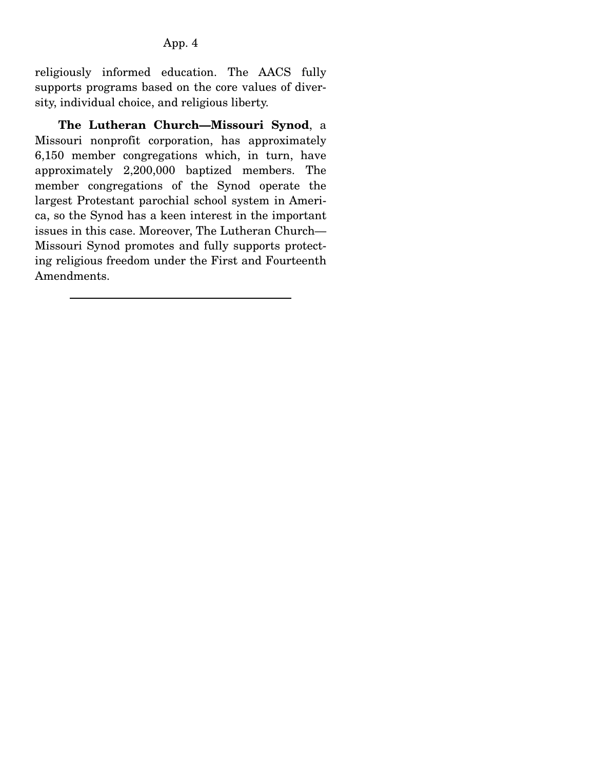religiously informed education. The AACS fully supports programs based on the core values of diversity, individual choice, and religious liberty.

**The Lutheran Church—Missouri Synod**, a Missouri nonprofit corporation, has approximately 6,150 member congregations which, in turn, have approximately 2,200,000 baptized members. The member congregations of the Synod operate the largest Protestant parochial school system in America, so the Synod has a keen interest in the important issues in this case. Moreover, The Lutheran Church—Missouri Synod promotes and fully supports protecting religious freedom under the First and Fourteenth Amendments.

---